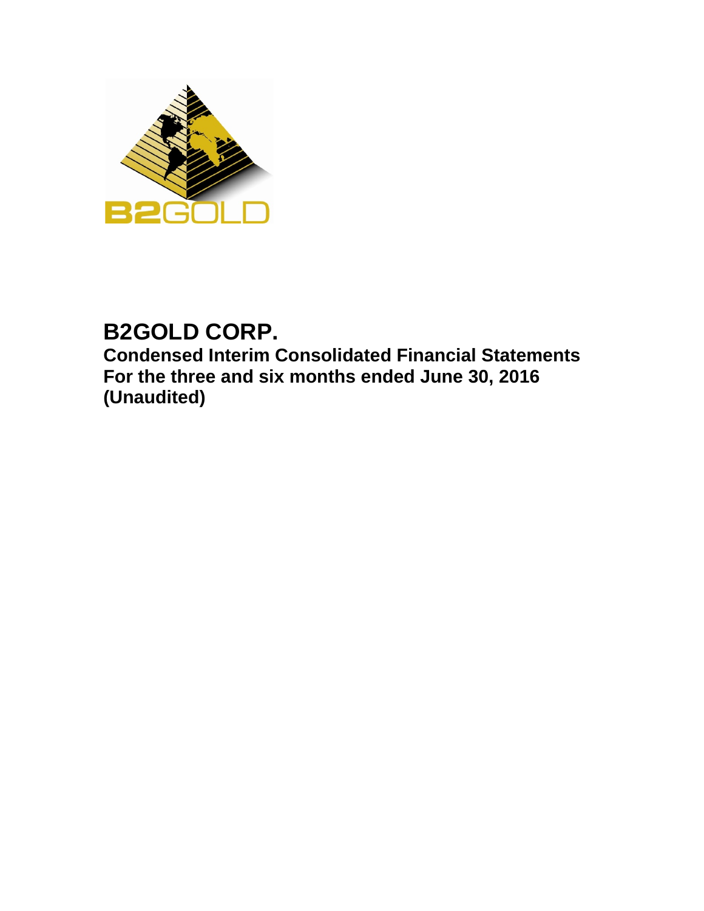# B2GOLD CORP.

## Condensed Interim Consolidated Financial Statements
## For the three and six months ended June 30, 2016
## (Unaudited)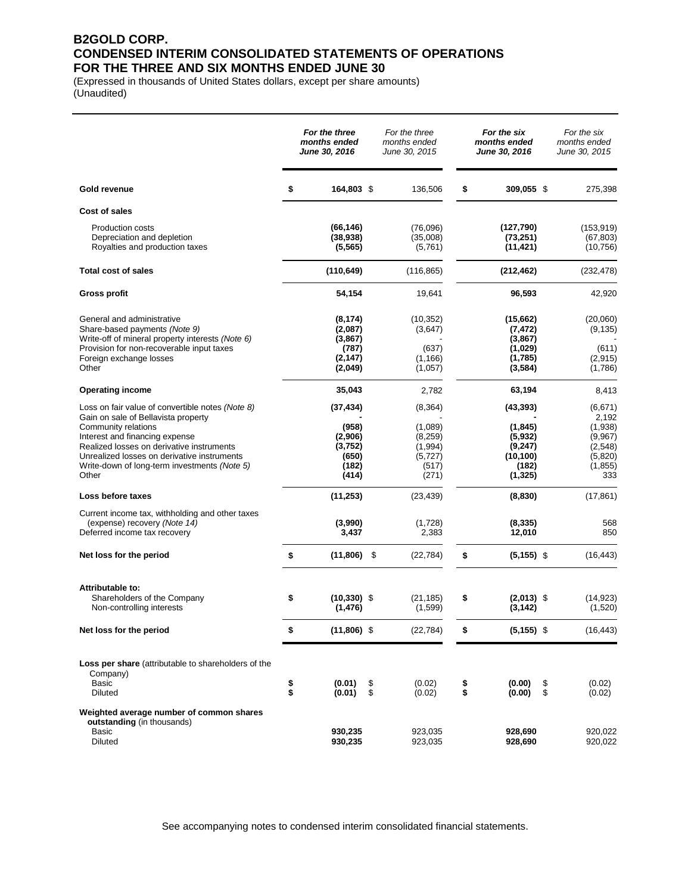# B2GOLD CORP.
# CONDENSED INTERIM CONSOLIDATED STATEMENTS OF OPERATIONS
# FOR THE THREE AND SIX MONTHS ENDED JUNE 30

(Expressed in thousands of United States dollars, except per share amounts)
(Unaudited)

| | ***For the three months ended June 30, 2016*** | *For the three months ended June 30, 2015* | ***For the six months ended June 30, 2016*** | *For the six months ended June 30, 2015* |
|---|---|---|---|---|
| **Gold revenue** | **$ 164,803** | $ 136,506 | **$ 309,055** | $ 275,398 |
| **Cost of sales** | | | | |
| Production costs | **(66,146)** | (76,096) | **(127,790)** | (153,919) |
| Depreciation and depletion | **(38,938)** | (35,008) | **(73,251)** | (67,803) |
| Royalties and production taxes | **(5,565)** | (5,761) | **(11,421)** | (10,756) |
| **Total cost of sales** | **(110,649)** | (116,865) | **(212,462)** | (232,478) |
| **Gross profit** | **54,154** | 19,641 | **96,593** | 42,920 |
| General and administrative | **(8,174)** | (10,352) | **(15,662)** | (20,060) |
| Share-based payments *(Note 9)* | **(2,087)** | (3,647) | **(7,472)** | (9,135) |
| Write-off of mineral property interests *(Note 6)* | **(3,867)** | - | **(3,867)** | - |
| Provision for non-recoverable input taxes | **(787)** | (637) | **(1,029)** | (611) |
| Foreign exchange losses | **(2,147)** | (1,166) | **(1,785)** | (2,915) |
| Other | **(2,049)** | (1,057) | **(3,584)** | (1,786) |
| **Operating income** | **35,043** | 2,782 | **63,194** | 8,413 |
| Loss on fair value of convertible notes *(Note 8)* | **(37,434)** | (8,364) | **(43,393)** | (6,671) |
| Gain on sale of Bellavista property | **-** | - | **-** | 2,192 |
| Community relations | **(958)** | (1,089) | **(1,845)** | (1,938) |
| Interest and financing expense | **(2,906)** | (8,259) | **(5,932)** | (9,967) |
| Realized losses on derivative instruments | **(3,752)** | (1,994) | **(9,247)** | (2,548) |
| Unrealized losses on derivative instruments | **(650)** | (5,727) | **(10,100)** | (5,820) |
| Write-down of long-term investments *(Note 5)* | **(182)** | (517) | **(182)** | (1,855) |
| Other | **(414)** | (271) | **(1,325)** | 333 |
| **Loss before taxes** | **(11,253)** | (23,439) | **(8,830)** | (17,861) |
| Current income tax, withholding and other taxes (expense) recovery *(Note 14)* | **(3,990)** | (1,728) | **(8,335)** | 568 |
| Deferred income tax recovery | **3,437** | 2,383 | **12,010** | 850 |
| **Net loss for the period** | **$ (11,806)** | $ (22,784) | **$ (5,155)** | $ (16,443) |
| **Attributable to:** | | | | |
| Shareholders of the Company | **$ (10,330)** | $ (21,185) | **$ (2,013)** | $ (14,923) |
| Non-controlling interests | **(1,476)** | (1,599) | **(3,142)** | (1,520) |
| **Net loss for the period** | **$ (11,806)** | $ (22,784) | **$ (5,155)** | $ (16,443) |
| **Loss per share** (attributable to shareholders of the Company) | | | | |
| Basic | **$ (0.01)** | $ (0.02) | **$ (0.00)** | $ (0.02) |
| Diluted | **$ (0.01)** | $ (0.02) | **$ (0.00)** | $ (0.02) |
| **Weighted average number of common shares outstanding** (in thousands) | | | | |
| Basic | **930,235** | 923,035 | **928,690** | 920,022 |
| Diluted | **930,235** | 923,035 | **928,690** | 920,022 |

See accompanying notes to condensed interim consolidated financial statements.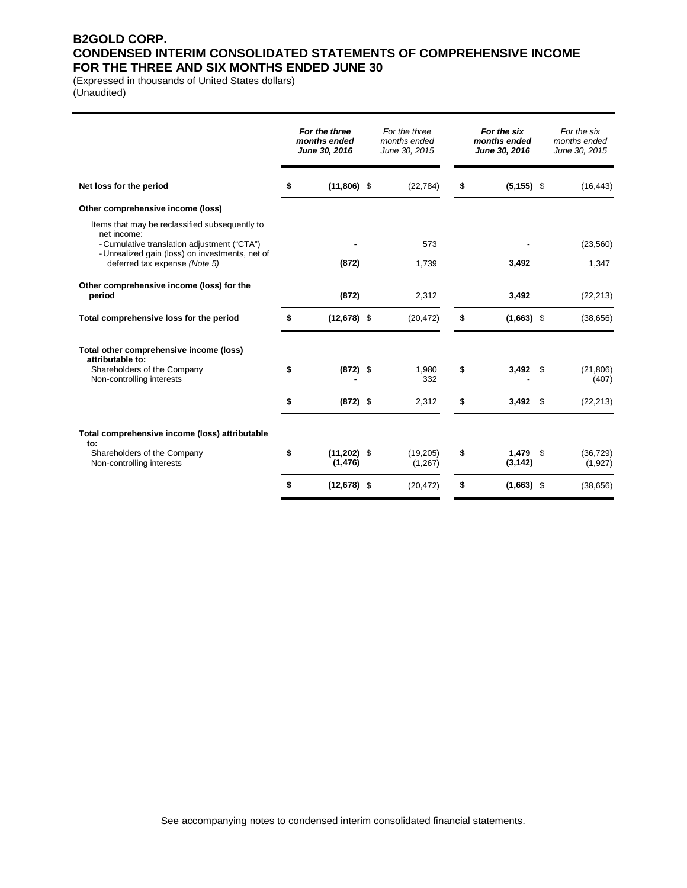# B2GOLD CORP.
## CONDENSED INTERIM CONSOLIDATED STATEMENTS OF COMPREHENSIVE INCOME
## FOR THE THREE AND SIX MONTHS ENDED JUNE 30

(Expressed in thousands of United States dollars)
(Unaudited)

| | ***For the three months ended June 30, 2016*** | *For the three months ended June 30, 2015* | ***For the six months ended June 30, 2016*** | *For the six months ended June 30, 2015* |
|---|---|---|---|---|
| **Net loss for the period** | **$ (11,806)** | $ (22,784) | **$ (5,155)** | $ (16,443) |
| **Other comprehensive income (loss)** | | | | |
| Items that may be reclassified subsequently to net income: | | | | |
| - Cumulative translation adjustment ("CTA") | **-** | 573 | **-** | (23,560) |
| - Unrealized gain (loss) on investments, net of deferred tax expense *(Note 5)* | **(872)** | 1,739 | **3,492** | 1,347 |
| **Other comprehensive income (loss) for the period** | **(872)** | 2,312 | **3,492** | (22,213) |
| **Total comprehensive loss for the period** | **$ (12,678)** | $ (20,472) | **$ (1,663)** | $ (38,656) |
| **Total other comprehensive income (loss) attributable to:** | | | | |
| Shareholders of the Company | **$ (872)** | $ 1,980 | **$ 3,492** | $ (21,806) |
| Non-controlling interests | **-** | 332 | **-** | (407) |
| | **$ (872)** | $ 2,312 | **$ 3,492** | $ (22,213) |
| **Total comprehensive income (loss) attributable to:** | | | | |
| Shareholders of the Company | **$ (11,202)** | $ (19,205) | **$ 1,479** | $ (36,729) |
| Non-controlling interests | **(1,476)** | (1,267) | **(3,142)** | (1,927) |
| | **$ (12,678)** | $ (20,472) | **$ (1,663)** | $ (38,656) |

See accompanying notes to condensed interim consolidated financial statements.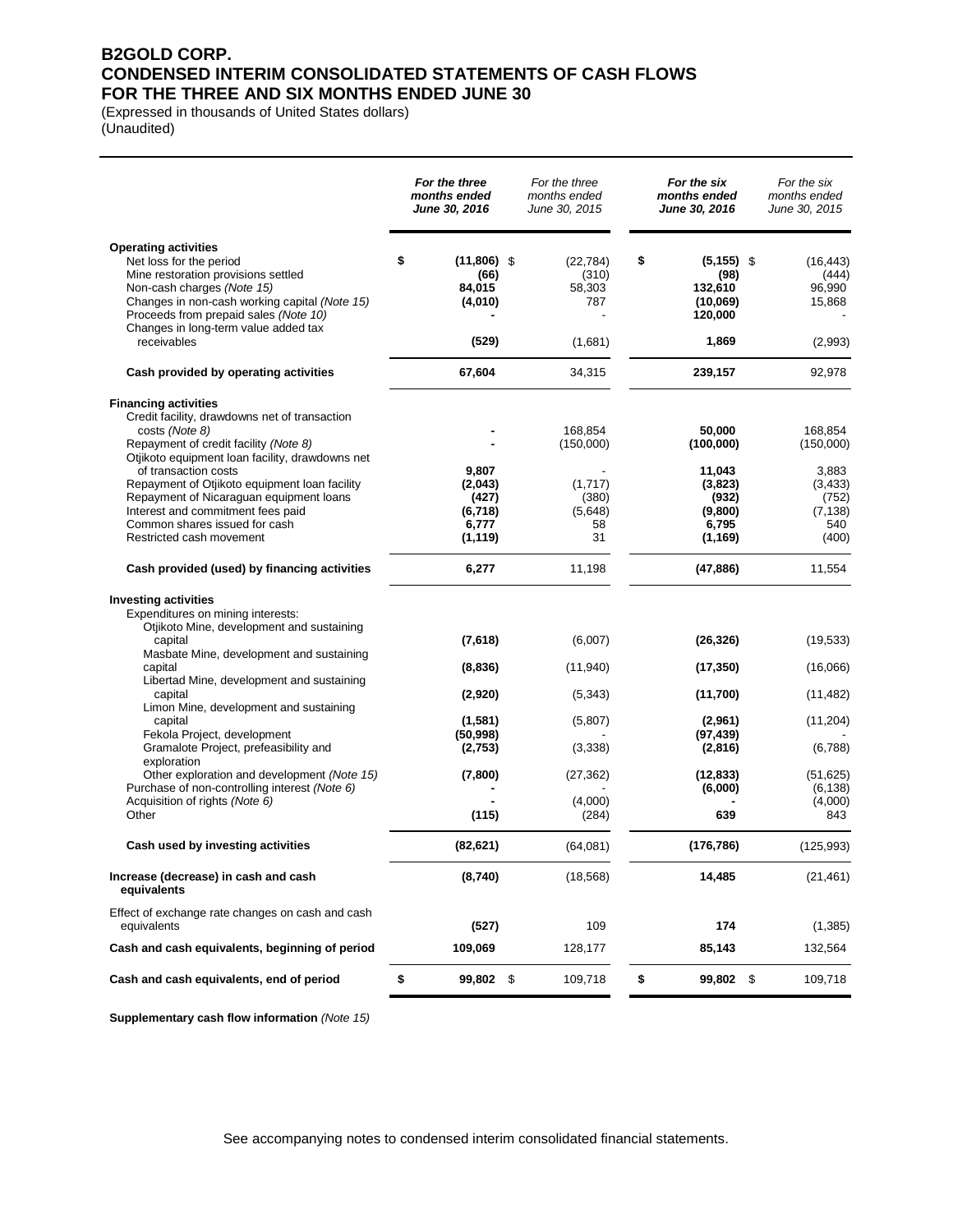# B2GOLD CORP.
# CONDENSED INTERIM CONSOLIDATED STATEMENTS OF CASH FLOWS
# FOR THE THREE AND SIX MONTHS ENDED JUNE 30

(Expressed in thousands of United States dollars)
(Unaudited)

| | ***For the three months ended June 30, 2016*** | *For the three months ended June 30, 2015* | ***For the six months ended June 30, 2016*** | *For the six months ended June 30, 2015* |
|---|---|---|---|---|
| **Operating activities** | | | | |
| Net loss for the period | **$ (11,806)** | $ (22,784) | **$ (5,155)** | $ (16,443) |
| Mine restoration provisions settled | **(66)** | (310) | **(98)** | (444) |
| Non-cash charges *(Note 15)* | **84,015** | 58,303 | **132,610** | 96,990 |
| Changes in non-cash working capital *(Note 15)* | **(4,010)** | 787 | **(10,069)** | 15,868 |
| Proceeds from prepaid sales *(Note 10)* | **-** | - | **120,000** | - |
| Changes in long-term value added tax receivables | **(529)** | (1,681) | **1,869** | (2,993) |
| **Cash provided by operating activities** | **67,604** | 34,315 | **239,157** | 92,978 |
| **Financing activities** | | | | |
| Credit facility, drawdowns net of transaction costs *(Note 8)* | **-** | 168,854 | **50,000** | 168,854 |
| Repayment of credit facility *(Note 8)* | **-** | (150,000) | **(100,000)** | (150,000) |
| Otjikoto equipment loan facility, drawdowns net of transaction costs | **9,807** | - | **11,043** | 3,883 |
| Repayment of Otjikoto equipment loan facility | **(2,043)** | (1,717) | **(3,823)** | (3,433) |
| Repayment of Nicaraguan equipment loans | **(427)** | (380) | **(932)** | (752) |
| Interest and commitment fees paid | **(6,718)** | (5,648) | **(9,800)** | (7,138) |
| Common shares issued for cash | **6,777** | 58 | **6,795** | 540 |
| Restricted cash movement | **(1,119)** | 31 | **(1,169)** | (400) |
| **Cash provided (used) by financing activities** | **6,277** | 11,198 | **(47,886)** | 11,554 |
| **Investing activities** | | | | |
| Expenditures on mining interests: | | | | |
| Otjikoto Mine, development and sustaining capital | **(7,618)** | (6,007) | **(26,326)** | (19,533) |
| Masbate Mine, development and sustaining capital | **(8,836)** | (11,940) | **(17,350)** | (16,066) |
| Libertad Mine, development and sustaining capital | **(2,920)** | (5,343) | **(11,700)** | (11,482) |
| Limon Mine, development and sustaining capital | **(1,581)** | (5,807) | **(2,961)** | (11,204) |
| Fekola Project, development | **(50,998)** | - | **(97,439)** | - |
| Gramalote Project, prefeasibility and exploration | **(2,753)** | (3,338) | **(2,816)** | (6,788) |
| Other exploration and development *(Note 15)* | **(7,800)** | (27,362) | **(12,833)** | (51,625) |
| Purchase of non-controlling interest *(Note 6)* | **-** | - | **(6,000)** | (6,138) |
| Acquisition of rights *(Note 6)* | **-** | (4,000) | **-** | (4,000) |
| Other | **(115)** | (284) | **639** | 843 |
| **Cash used by investing activities** | **(82,621)** | (64,081) | **(176,786)** | (125,993) |
| **Increase (decrease) in cash and cash equivalents** | **(8,740)** | (18,568) | **14,485** | (21,461) |
| Effect of exchange rate changes on cash and cash equivalents | **(527)** | 109 | **174** | (1,385) |
| **Cash and cash equivalents, beginning of period** | **109,069** | 128,177 | **85,143** | 132,564 |
| **Cash and cash equivalents, end of period** | **$ 99,802** | $ 109,718 | **$ 99,802** | $ 109,718 |

**Supplementary cash flow information** *(Note 15)*

See accompanying notes to condensed interim consolidated financial statements.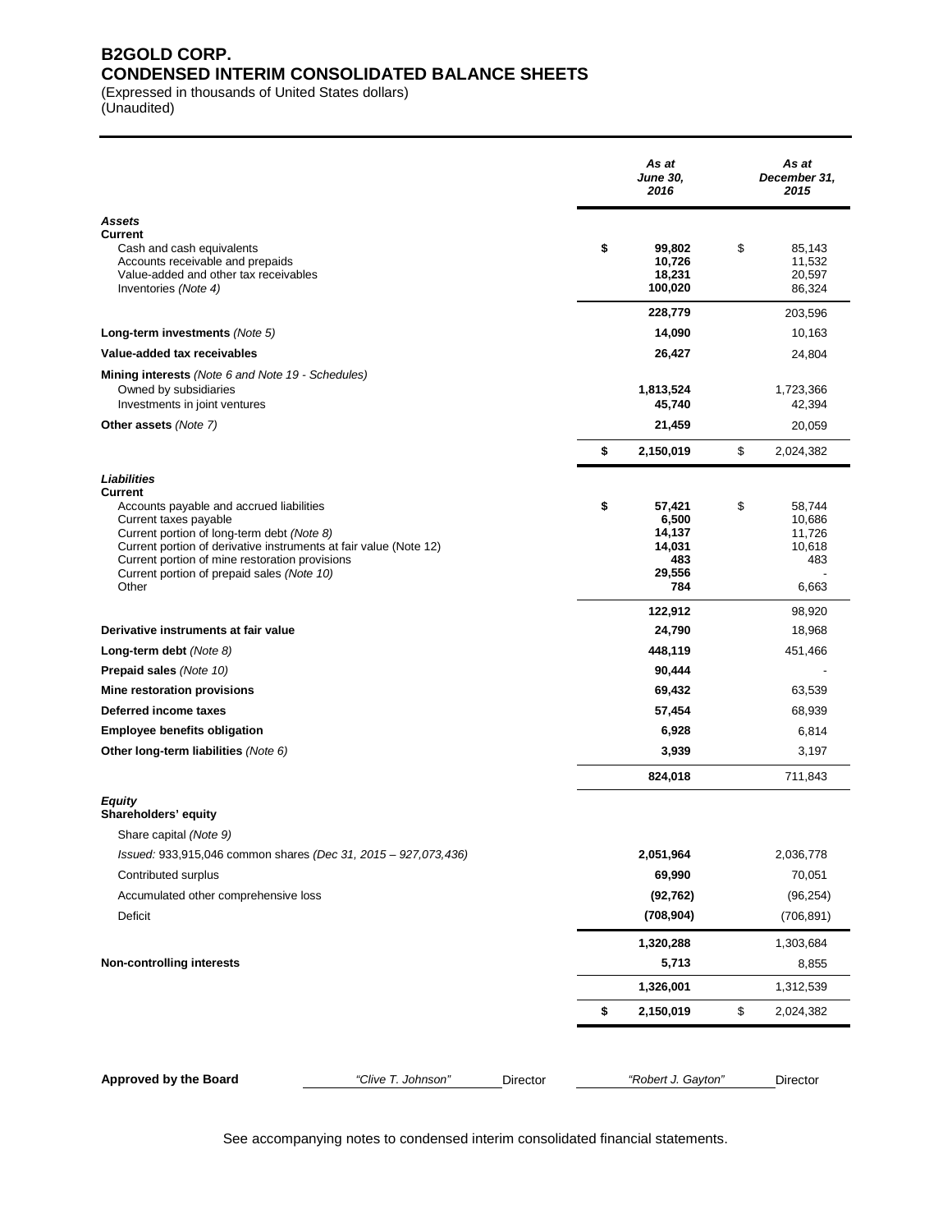# B2GOLD CORP.
## CONDENSED INTERIM CONSOLIDATED BALANCE SHEETS

(Expressed in thousands of United States dollars)
(Unaudited)

| | As at June 30, 2016 | As at December 31, 2015 |
|---|---|---|
| ***Assets*** | | |
| **Current** | | |
| Cash and cash equivalents | **$ 99,802** | $ 85,143 |
| Accounts receivable and prepaids | **10,726** | 11,532 |
| Value-added and other tax receivables | **18,231** | 20,597 |
| Inventories *(Note 4)* | **100,020** | 86,324 |
| | **228,779** | 203,596 |
| **Long-term investments** *(Note 5)* | **14,090** | 10,163 |
| **Value-added tax receivables** | **26,427** | 24,804 |
| **Mining interests** *(Note 6 and Note 19 - Schedules)* | | |
| Owned by subsidiaries | **1,813,524** | 1,723,366 |
| Investments in joint ventures | **45,740** | 42,394 |
| **Other assets** *(Note 7)* | **21,459** | 20,059 |
| | **$ 2,150,019** | $ 2,024,382 |
| ***Liabilities*** | | |
| **Current** | | |
| Accounts payable and accrued liabilities | **$ 57,421** | $ 58,744 |
| Current taxes payable | **6,500** | 10,686 |
| Current portion of long-term debt *(Note 8)* | **14,137** | 11,726 |
| Current portion of derivative instruments at fair value (Note 12) | **14,031** | 10,618 |
| Current portion of mine restoration provisions | **483** | 483 |
| Current portion of prepaid sales *(Note 10)* | **29,556** | - |
| Other | **784** | 6,663 |
| | **122,912** | 98,920 |
| **Derivative instruments at fair value** | **24,790** | 18,968 |
| **Long-term debt** *(Note 8)* | **448,119** | 451,466 |
| **Prepaid sales** *(Note 10)* | **90,444** | - |
| **Mine restoration provisions** | **69,432** | 63,539 |
| **Deferred income taxes** | **57,454** | 68,939 |
| **Employee benefits obligation** | **6,928** | 6,814 |
| **Other long-term liabilities** *(Note 6)* | **3,939** | 3,197 |
| | **824,018** | 711,843 |
| ***Equity*** | | |
| **Shareholders' equity** | | |
| Share capital *(Note 9)* | | |
| *Issued:* 933,915,046 common shares *(Dec 31, 2015 – 927,073,436)* | **2,051,964** | 2,036,778 |
| Contributed surplus | **69,990** | 70,051 |
| Accumulated other comprehensive loss | **(92,762)** | (96,254) |
| Deficit | **(708,904)** | (706,891) |
| | **1,320,288** | 1,303,684 |
| **Non-controlling interests** | **5,713** | 8,855 |
| | **1,326,001** | 1,312,539 |
| | **$ 2,150,019** | $ 2,024,382 |

**Approved by the Board** *"Clive T. Johnson"* Director *"Robert J. Gayton"* Director

See accompanying notes to condensed interim consolidated financial statements.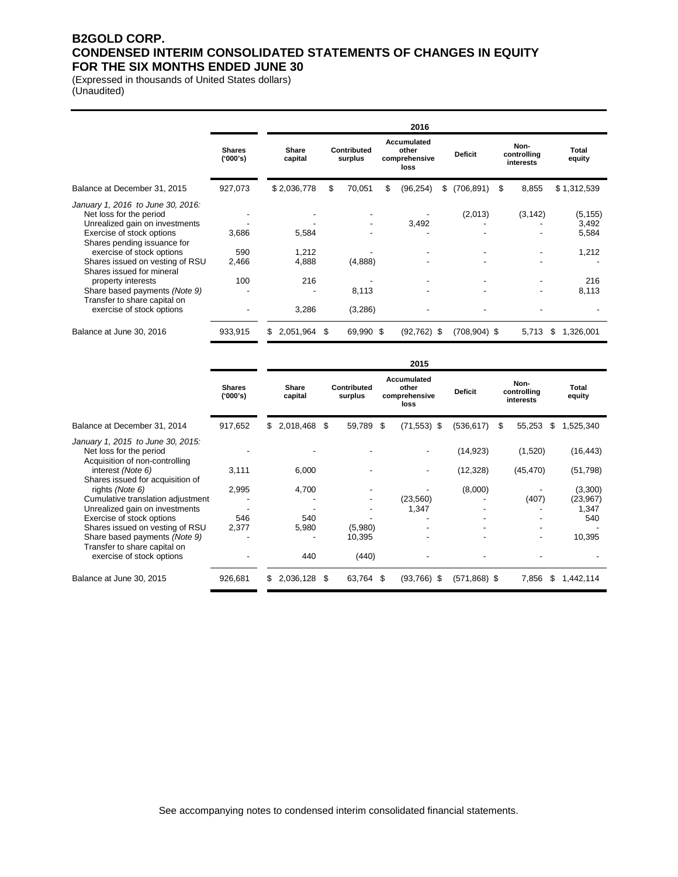# B2GOLD CORP.
# CONDENSED INTERIM CONSOLIDATED STATEMENTS OF CHANGES IN EQUITY
# FOR THE SIX MONTHS ENDED JUNE 30

(Expressed in thousands of United States dollars)
(Unaudited)

| | | **2016** | | | | | |
|---|---|---|---|---|---|---|---|
| | **Shares ('000's)** | **Share capital** | **Contributed surplus** | **Accumulated other comprehensive loss** | **Deficit** | **Non-controlling interests** | **Total equity** |
| Balance at December 31, 2015 | 927,073 | $ 2,036,778 | $ 70,051 | $ (96,254) | $ (706,891) | $ 8,855 | $ 1,312,539 |
| *January 1, 2016 to June 30, 2016:* | | | | | | | |
| Net loss for the period | - | - | - | - | (2,013) | (3,142) | (5,155) |
| Unrealized gain on investments | - | - | - | 3,492 | - | - | 3,492 |
| Exercise of stock options | 3,686 | 5,584 | - | - | - | - | 5,584 |
| Shares pending issuance for exercise of stock options | 590 | 1,212 | - | - | - | - | 1,212 |
| Shares issued on vesting of RSU | 2,466 | 4,888 | (4,888) | - | - | - | - |
| Shares issued for mineral property interests | 100 | 216 | - | - | - | - | 216 |
| Share based payments *(Note 9)* | - | - | 8,113 | - | - | - | 8,113 |
| Transfer to share capital on exercise of stock options | - | 3,286 | (3,286) | - | - | - | - |
| Balance at June 30, 2016 | 933,915 | $ 2,051,964 | $ 69,990 | $ (92,762) | $ (708,904) | $ 5,713 | $ 1,326,001 |

| | | **2015** | | | | | |
|---|---|---|---|---|---|---|---|
| | **Shares ('000's)** | **Share capital** | **Contributed surplus** | **Accumulated other comprehensive loss** | **Deficit** | **Non-controlling interests** | **Total equity** |
| Balance at December 31, 2014 | 917,652 | $ 2,018,468 | $ 59,789 | $ (71,553) | $ (536,617) | $ 55,253 | $ 1,525,340 |
| *January 1, 2015 to June 30, 2015:* | | | | | | | |
| Net loss for the period | - | - | - | - | (14,923) | (1,520) | (16,443) |
| Acquisition of non-controlling interest *(Note 6)* | 3,111 | 6,000 | - | - | (12,328) | (45,470) | (51,798) |
| Shares issued for acquisition of rights *(Note 6)* | 2,995 | 4,700 | - | - | (8,000) | - | (3,300) |
| Cumulative translation adjustment | - | - | - | (23,560) | - | (407) | (23,967) |
| Unrealized gain on investments | - | - | - | 1,347 | - | - | 1,347 |
| Exercise of stock options | 546 | 540 | - | - | - | - | 540 |
| Shares issued on vesting of RSU | 2,377 | 5,980 | (5,980) | - | - | - | - |
| Share based payments *(Note 9)* | - | - | 10,395 | - | - | - | 10,395 |
| Transfer to share capital on exercise of stock options | - | 440 | (440) | - | - | - | - |
| Balance at June 30, 2015 | 926,681 | $ 2,036,128 | $ 63,764 | $ (93,766) | $ (571,868) | $ 7,856 | $ 1,442,114 |

See accompanying notes to condensed interim consolidated financial statements.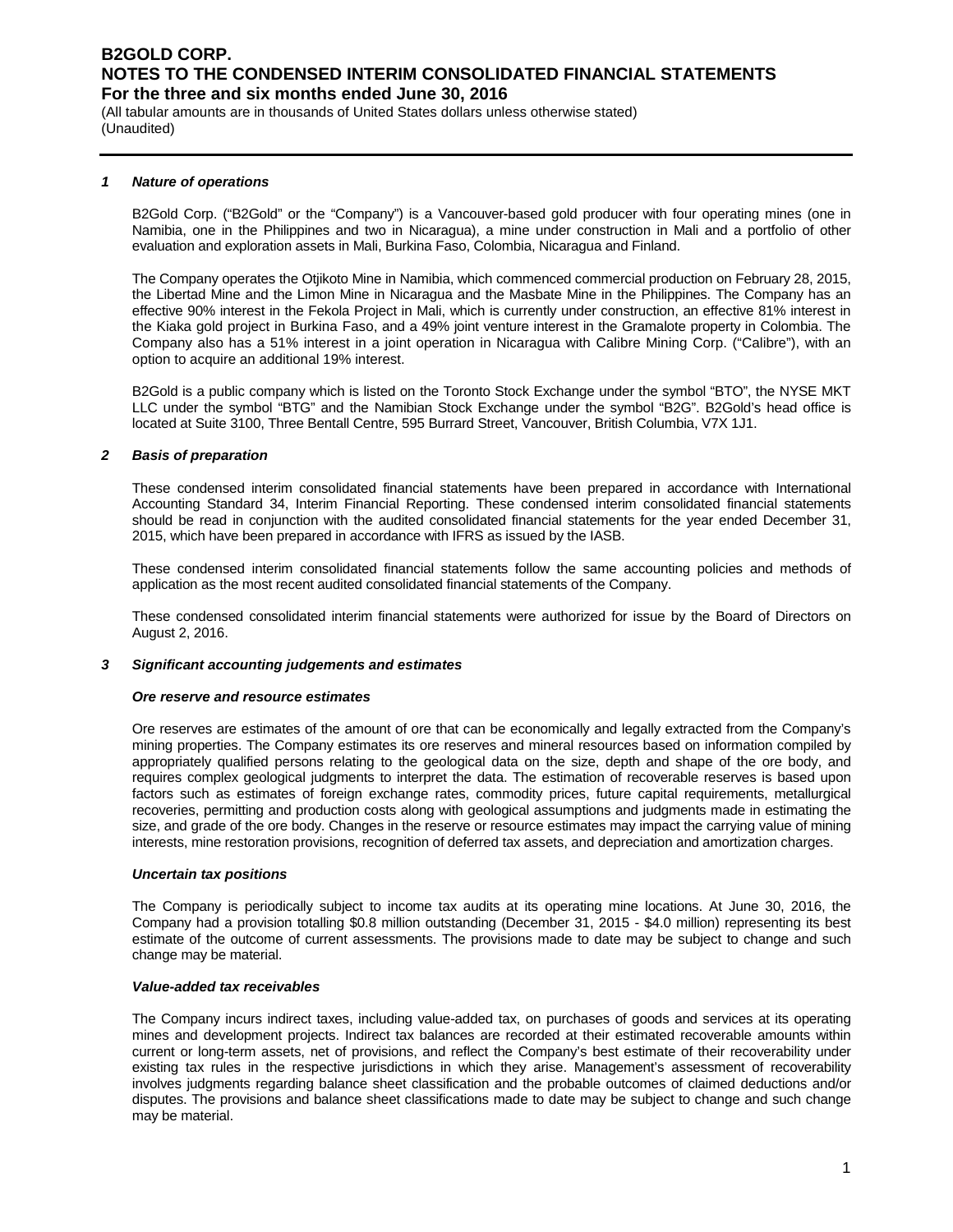## *1 Nature of operations*

B2Gold Corp. ("B2Gold" or the "Company") is a Vancouver-based gold producer with four operating mines (one in Namibia, one in the Philippines and two in Nicaragua), a mine under construction in Mali and a portfolio of other evaluation and exploration assets in Mali, Burkina Faso, Colombia, Nicaragua and Finland.

The Company operates the Otjikoto Mine in Namibia, which commenced commercial production on February 28, 2015, the Libertad Mine and the Limon Mine in Nicaragua and the Masbate Mine in the Philippines. The Company has an effective 90% interest in the Fekola Project in Mali, which is currently under construction, an effective 81% interest in the Kiaka gold project in Burkina Faso, and a 49% joint venture interest in the Gramalote property in Colombia. The Company also has a 51% interest in a joint operation in Nicaragua with Calibre Mining Corp. ("Calibre"), with an option to acquire an additional 19% interest.

B2Gold is a public company which is listed on the Toronto Stock Exchange under the symbol "BTO", the NYSE MKT LLC under the symbol "BTG" and the Namibian Stock Exchange under the symbol "B2G". B2Gold's head office is located at Suite 3100, Three Bentall Centre, 595 Burrard Street, Vancouver, British Columbia, V7X 1J1.

## *2 Basis of preparation*

These condensed interim consolidated financial statements have been prepared in accordance with International Accounting Standard 34, Interim Financial Reporting. These condensed interim consolidated financial statements should be read in conjunction with the audited consolidated financial statements for the year ended December 31, 2015, which have been prepared in accordance with IFRS as issued by the IASB.

These condensed interim consolidated financial statements follow the same accounting policies and methods of application as the most recent audited consolidated financial statements of the Company.

These condensed consolidated interim financial statements were authorized for issue by the Board of Directors on August 2, 2016.

## *3 Significant accounting judgements and estimates*

### *Ore reserve and resource estimates*

Ore reserves are estimates of the amount of ore that can be economically and legally extracted from the Company's mining properties. The Company estimates its ore reserves and mineral resources based on information compiled by appropriately qualified persons relating to the geological data on the size, depth and shape of the ore body, and requires complex geological judgments to interpret the data. The estimation of recoverable reserves is based upon factors such as estimates of foreign exchange rates, commodity prices, future capital requirements, metallurgical recoveries, permitting and production costs along with geological assumptions and judgments made in estimating the size, and grade of the ore body. Changes in the reserve or resource estimates may impact the carrying value of mining interests, mine restoration provisions, recognition of deferred tax assets, and depreciation and amortization charges.

### *Uncertain tax positions*

The Company is periodically subject to income tax audits at its operating mine locations. At June 30, 2016, the Company had a provision totalling $0.8 million outstanding (December 31, 2015 - $4.0 million) representing its best estimate of the outcome of current assessments. The provisions made to date may be subject to change and such change may be material.

### *Value-added tax receivables*

The Company incurs indirect taxes, including value-added tax, on purchases of goods and services at its operating mines and development projects. Indirect tax balances are recorded at their estimated recoverable amounts within current or long-term assets, net of provisions, and reflect the Company's best estimate of their recoverability under existing tax rules in the respective jurisdictions in which they arise. Management's assessment of recoverability involves judgments regarding balance sheet classification and the probable outcomes of claimed deductions and/or disputes. The provisions and balance sheet classifications made to date may be subject to change and such change may be material.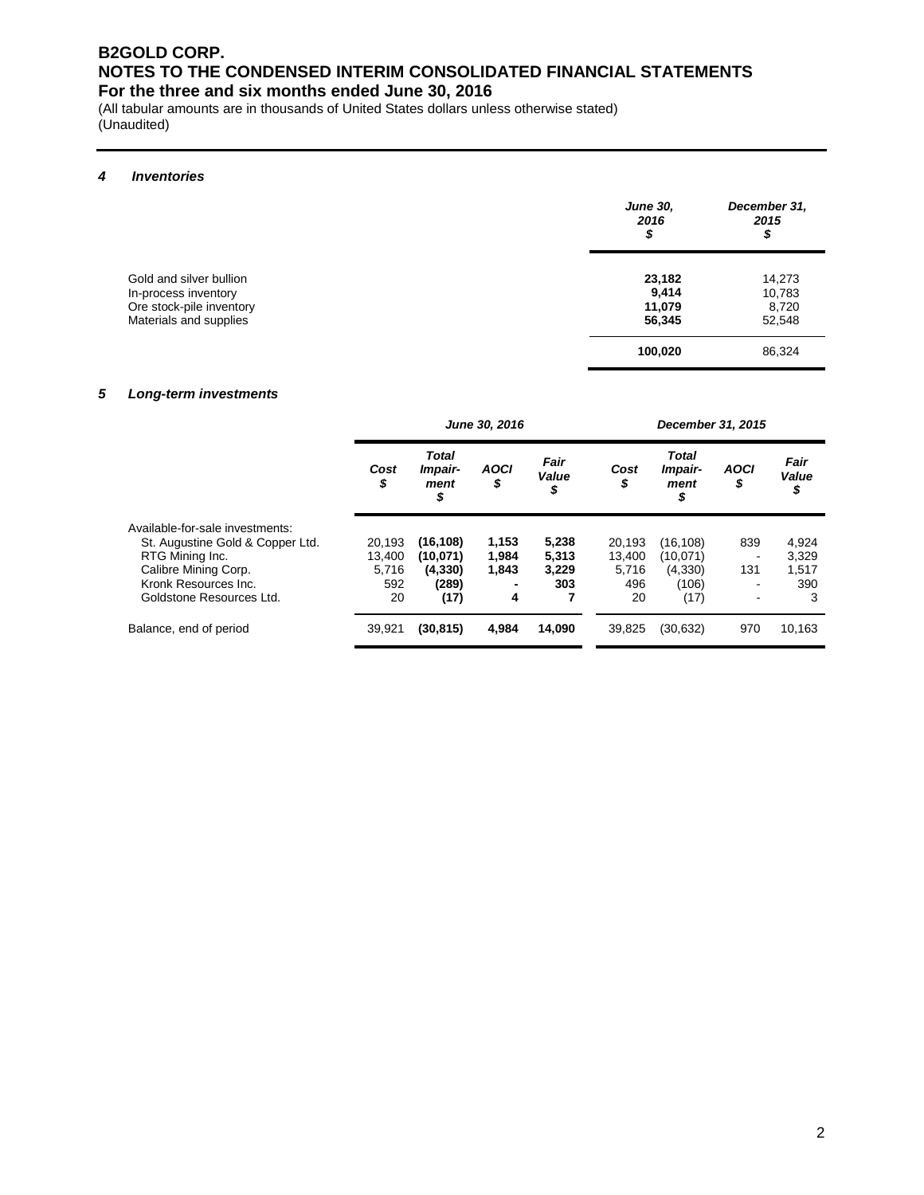# B2GOLD CORP.
# NOTES TO THE CONDENSED INTERIM CONSOLIDATED FINANCIAL STATEMENTS
## For the three and six months ended June 30, 2016

(All tabular amounts are in thousands of United States dollars unless otherwise stated)
(Unaudited)

### *4 Inventories*

| | *June 30, 2016 $* | *December 31, 2015 $* |
|---|---|---|
| Gold and silver bullion | **23,182** | 14,273 |
| In-process inventory | **9,414** | 10,783 |
| Ore stock-pile inventory | **11,079** | 8,720 |
| Materials and supplies | **56,345** | 52,548 |
| | **100,020** | 86,324 |

### *5 Long-term investments*

| | *June 30, 2016* | | | | *December 31, 2015* | | | |
|---|---|---|---|---|---|---|---|---|
| | *Cost $* | *Total Impair-ment $* | *AOCI $* | *Fair Value $* | *Cost $* | *Total Impair-ment $* | *AOCI $* | *Fair Value $* |
| Available-for-sale investments: | | | | | | | | |
| St. Augustine Gold & Copper Ltd. | 20,193 | **(16,108)** | **1,153** | **5,238** | 20,193 | (16,108) | 839 | 4,924 |
| RTG Mining Inc. | 13,400 | **(10,071)** | **1,984** | **5,313** | 13,400 | (10,071) | - | 3,329 |
| Calibre Mining Corp. | 5,716 | **(4,330)** | **1,843** | **3,229** | 5,716 | (4,330) | 131 | 1,517 |
| Kronk Resources Inc. | 592 | **(289)** | **-** | **303** | 496 | (106) | - | 390 |
| Goldstone Resources Ltd. | 20 | **(17)** | **4** | **7** | 20 | (17) | - | 3 |
| Balance, end of period | 39,921 | **(30,815)** | **4,984** | **14,090** | 39,825 | (30,632) | 970 | 10,163 |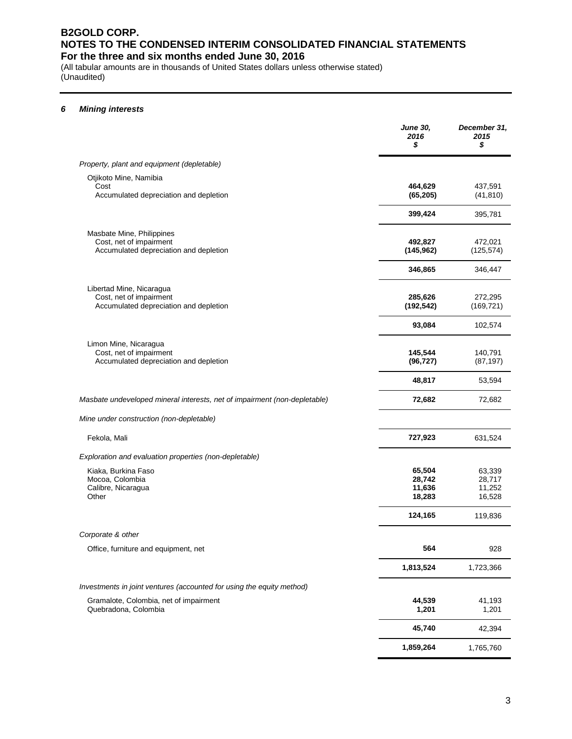## 6 Mining interests

| | June 30, 2016 $ | December 31, 2015 $ |
|---|---|---|
| *Property, plant and equipment (depletable)* | | |
| Otjikoto Mine, Namibia | | |
| Cost | **464,629** | 437,591 |
| Accumulated depreciation and depletion | **(65,205)** | (41,810) |
| | **399,424** | 395,781 |
| Masbate Mine, Philippines | | |
| Cost, net of impairment | **492,827** | 472,021 |
| Accumulated depreciation and depletion | **(145,962)** | (125,574) |
| | **346,865** | 346,447 |
| Libertad Mine, Nicaragua | | |
| Cost, net of impairment | **285,626** | 272,295 |
| Accumulated depreciation and depletion | **(192,542)** | (169,721) |
| | **93,084** | 102,574 |
| Limon Mine, Nicaragua | | |
| Cost, net of impairment | **145,544** | 140,791 |
| Accumulated depreciation and depletion | **(96,727)** | (87,197) |
| | **48,817** | 53,594 |
| *Masbate undeveloped mineral interests, net of impairment (non-depletable)* | **72,682** | 72,682 |
| *Mine under construction (non-depletable)* | | |
| Fekola, Mali | **727,923** | 631,524 |
| *Exploration and evaluation properties (non-depletable)* | | |
| Kiaka, Burkina Faso | **65,504** | 63,339 |
| Mocoa, Colombia | **28,742** | 28,717 |
| Calibre, Nicaragua | **11,636** | 11,252 |
| Other | **18,283** | 16,528 |
| | **124,165** | 119,836 |
| *Corporate & other* | | |
| Office, furniture and equipment, net | **564** | 928 |
| | **1,813,524** | 1,723,366 |
| *Investments in joint ventures (accounted for using the equity method)* | | |
| Gramalote, Colombia, net of impairment | **44,539** | 41,193 |
| Quebradona, Colombia | **1,201** | 1,201 |
| | **45,740** | 42,394 |
| | **1,859,264** | 1,765,760 |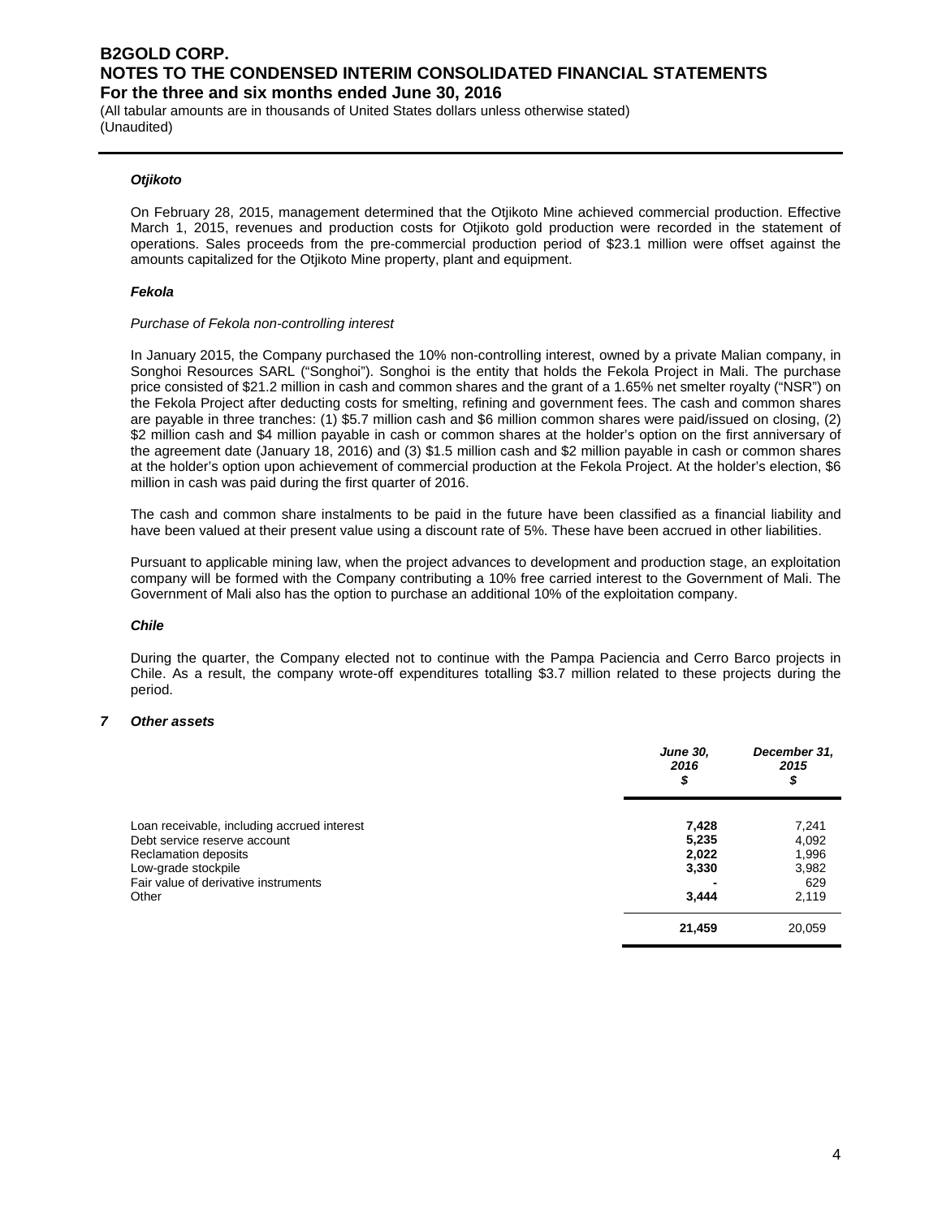### *Otjikoto*

On February 28, 2015, management determined that the Otjikoto Mine achieved commercial production. Effective March 1, 2015, revenues and production costs for Otjikoto gold production were recorded in the statement of operations. Sales proceeds from the pre-commercial production period of $23.1 million were offset against the amounts capitalized for the Otjikoto Mine property, plant and equipment.

### *Fekola*

*Purchase of Fekola non-controlling interest*

In January 2015, the Company purchased the 10% non-controlling interest, owned by a private Malian company, in Songhoi Resources SARL ("Songhoi"). Songhoi is the entity that holds the Fekola Project in Mali. The purchase price consisted of $21.2 million in cash and common shares and the grant of a 1.65% net smelter royalty ("NSR") on the Fekola Project after deducting costs for smelting, refining and government fees. The cash and common shares are payable in three tranches: (1) $5.7 million cash and $6 million common shares were paid/issued on closing, (2) $2 million cash and $4 million payable in cash or common shares at the holder's option on the first anniversary of the agreement date (January 18, 2016) and (3) $1.5 million cash and $2 million payable in cash or common shares at the holder's option upon achievement of commercial production at the Fekola Project. At the holder's election, $6 million in cash was paid during the first quarter of 2016.

The cash and common share instalments to be paid in the future have been classified as a financial liability and have been valued at their present value using a discount rate of 5%. These have been accrued in other liabilities.

Pursuant to applicable mining law, when the project advances to development and production stage, an exploitation company will be formed with the Company contributing a 10% free carried interest to the Government of Mali. The Government of Mali also has the option to purchase an additional 10% of the exploitation company.

### *Chile*

During the quarter, the Company elected not to continue with the Pampa Paciencia and Cerro Barco projects in Chile. As a result, the company wrote-off expenditures totalling $3.7 million related to these projects during the period.

## *7 Other assets*

| | *June 30, 2016* $ | *December 31, 2015* $ |
|---|---|---|
| Loan receivable, including accrued interest | **7,428** | 7,241 |
| Debt service reserve account | **5,235** | 4,092 |
| Reclamation deposits | **2,022** | 1,996 |
| Low-grade stockpile | **3,330** | 3,982 |
| Fair value of derivative instruments | **-** | 629 |
| Other | **3,444** | 2,119 |
| | **21,459** | 20,059 |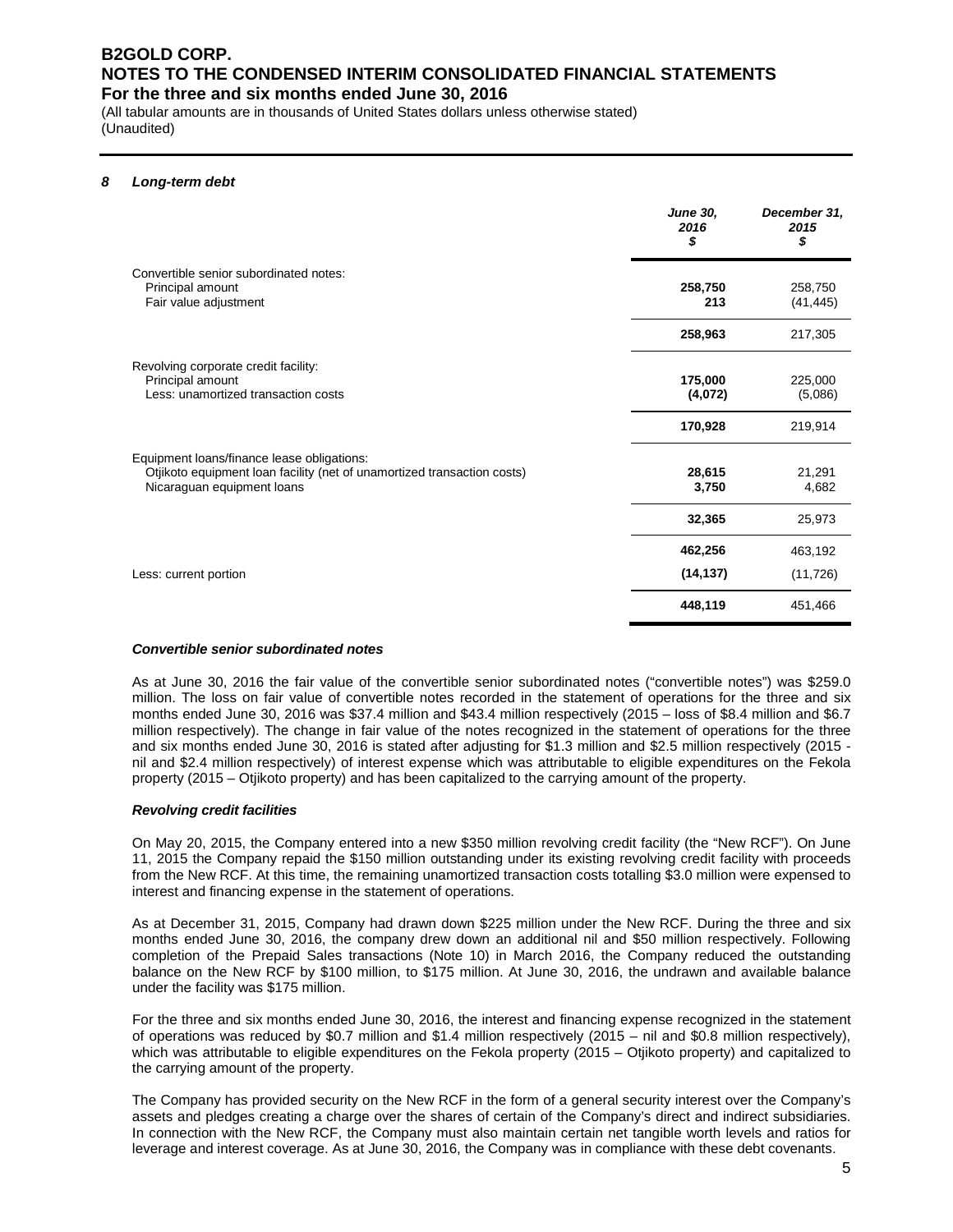# B2GOLD CORP.
## NOTES TO THE CONDENSED INTERIM CONSOLIDATED FINANCIAL STATEMENTS
### For the three and six months ended June 30, 2016

(All tabular amounts are in thousands of United States dollars unless otherwise stated)
(Unaudited)

## 8 *Long-term debt*

| | *June 30, 2016 $* | *December 31, 2015 $* |
|---|---|---|
| Convertible senior subordinated notes: | | |
| Principal amount | **258,750** | 258,750 |
| Fair value adjustment | **213** | (41,445) |
| | **258,963** | 217,305 |
| Revolving corporate credit facility: | | |
| Principal amount | **175,000** | 225,000 |
| Less: unamortized transaction costs | **(4,072)** | (5,086) |
| | **170,928** | 219,914 |
| Equipment loans/finance lease obligations: | | |
| Otjikoto equipment loan facility (net of unamortized transaction costs) | **28,615** | 21,291 |
| Nicaraguan equipment loans | **3,750** | 4,682 |
| | **32,365** | 25,973 |
| | **462,256** | 463,192 |
| Less: current portion | **(14,137)** | (11,726) |
| | **448,119** | 451,466 |

***Convertible senior subordinated notes***

As at June 30, 2016 the fair value of the convertible senior subordinated notes ("convertible notes") was $259.0 million. The loss on fair value of convertible notes recorded in the statement of operations for the three and six months ended June 30, 2016 was $37.4 million and $43.4 million respectively (2015 – loss of $8.4 million and $6.7 million respectively). The change in fair value of the notes recognized in the statement of operations for the three and six months ended June 30, 2016 is stated after adjusting for $1.3 million and $2.5 million respectively (2015 - nil and $2.4 million respectively) of interest expense which was attributable to eligible expenditures on the Fekola property (2015 – Otjikoto property) and has been capitalized to the carrying amount of the property.

***Revolving credit facilities***

On May 20, 2015, the Company entered into a new $350 million revolving credit facility (the "New RCF"). On June 11, 2015 the Company repaid the $150 million outstanding under its existing revolving credit facility with proceeds from the New RCF. At this time, the remaining unamortized transaction costs totalling $3.0 million were expensed to interest and financing expense in the statement of operations.

As at December 31, 2015, Company had drawn down $225 million under the New RCF. During the three and six months ended June 30, 2016, the company drew down an additional nil and $50 million respectively. Following completion of the Prepaid Sales transactions (Note 10) in March 2016, the Company reduced the outstanding balance on the New RCF by $100 million, to $175 million. At June 30, 2016, the undrawn and available balance under the facility was $175 million.

For the three and six months ended June 30, 2016, the interest and financing expense recognized in the statement of operations was reduced by $0.7 million and $1.4 million respectively (2015 – nil and $0.8 million respectively), which was attributable to eligible expenditures on the Fekola property (2015 – Otjikoto property) and capitalized to the carrying amount of the property.

The Company has provided security on the New RCF in the form of a general security interest over the Company's assets and pledges creating a charge over the shares of certain of the Company's direct and indirect subsidiaries. In connection with the New RCF, the Company must also maintain certain net tangible worth levels and ratios for leverage and interest coverage. As at June 30, 2016, the Company was in compliance with these debt covenants.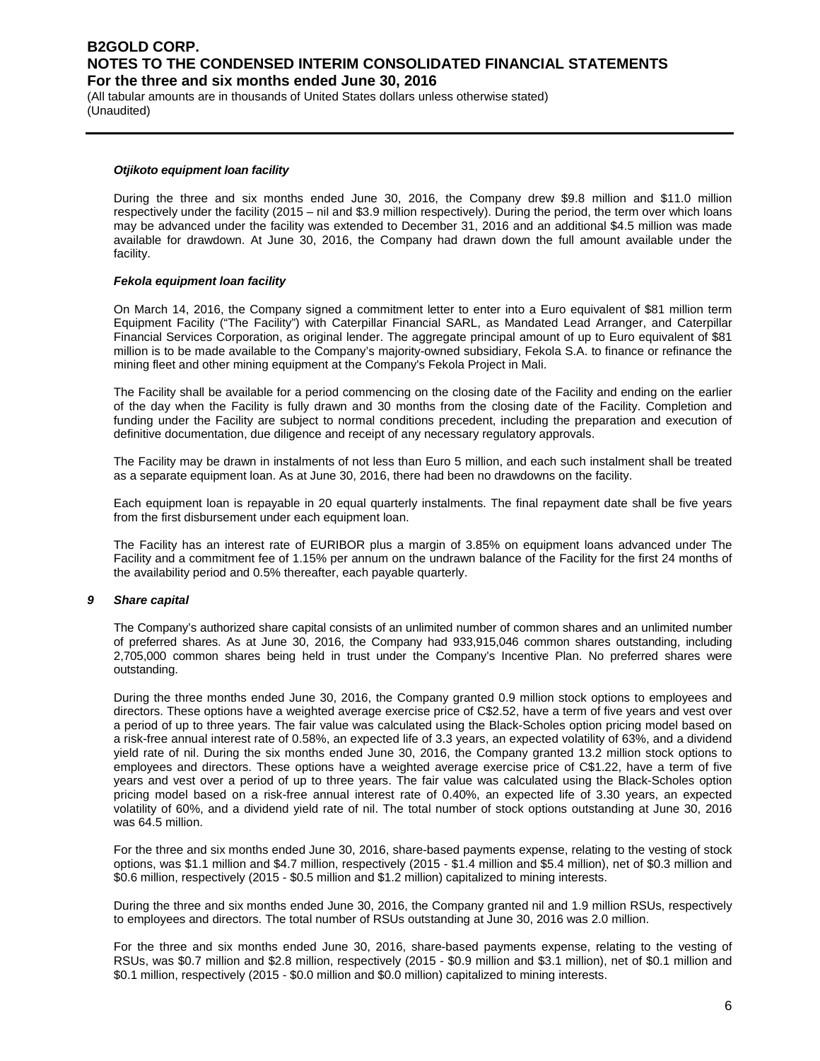#### *Otjikoto equipment loan facility*

During the three and six months ended June 30, 2016, the Company drew $9.8 million and $11.0 million respectively under the facility (2015 – nil and $3.9 million respectively). During the period, the term over which loans may be advanced under the facility was extended to December 31, 2016 and an additional $4.5 million was made available for drawdown. At June 30, 2016, the Company had drawn down the full amount available under the facility.

#### *Fekola equipment loan facility*

On March 14, 2016, the Company signed a commitment letter to enter into a Euro equivalent of $81 million term Equipment Facility ("The Facility") with Caterpillar Financial SARL, as Mandated Lead Arranger, and Caterpillar Financial Services Corporation, as original lender. The aggregate principal amount of up to Euro equivalent of $81 million is to be made available to the Company's majority-owned subsidiary, Fekola S.A. to finance or refinance the mining fleet and other mining equipment at the Company's Fekola Project in Mali.

The Facility shall be available for a period commencing on the closing date of the Facility and ending on the earlier of the day when the Facility is fully drawn and 30 months from the closing date of the Facility. Completion and funding under the Facility are subject to normal conditions precedent, including the preparation and execution of definitive documentation, due diligence and receipt of any necessary regulatory approvals.

The Facility may be drawn in instalments of not less than Euro 5 million, and each such instalment shall be treated as a separate equipment loan. As at June 30, 2016, there had been no drawdowns on the facility.

Each equipment loan is repayable in 20 equal quarterly instalments. The final repayment date shall be five years from the first disbursement under each equipment loan.

The Facility has an interest rate of EURIBOR plus a margin of 3.85% on equipment loans advanced under The Facility and a commitment fee of 1.15% per annum on the undrawn balance of the Facility for the first 24 months of the availability period and 0.5% thereafter, each payable quarterly.

### *9 Share capital*

The Company's authorized share capital consists of an unlimited number of common shares and an unlimited number of preferred shares. As at June 30, 2016, the Company had 933,915,046 common shares outstanding, including 2,705,000 common shares being held in trust under the Company's Incentive Plan. No preferred shares were outstanding.

During the three months ended June 30, 2016, the Company granted 0.9 million stock options to employees and directors. These options have a weighted average exercise price of C$2.52, have a term of five years and vest over a period of up to three years. The fair value was calculated using the Black-Scholes option pricing model based on a risk-free annual interest rate of 0.58%, an expected life of 3.3 years, an expected volatility of 63%, and a dividend yield rate of nil. During the six months ended June 30, 2016, the Company granted 13.2 million stock options to employees and directors. These options have a weighted average exercise price of C$1.22, have a term of five years and vest over a period of up to three years. The fair value was calculated using the Black-Scholes option pricing model based on a risk-free annual interest rate of 0.40%, an expected life of 3.30 years, an expected volatility of 60%, and a dividend yield rate of nil. The total number of stock options outstanding at June 30, 2016 was 64.5 million.

For the three and six months ended June 30, 2016, share-based payments expense, relating to the vesting of stock options, was $1.1 million and $4.7 million, respectively (2015 - $1.4 million and $5.4 million), net of $0.3 million and $0.6 million, respectively (2015 - $0.5 million and $1.2 million) capitalized to mining interests.

During the three and six months ended June 30, 2016, the Company granted nil and 1.9 million RSUs, respectively to employees and directors. The total number of RSUs outstanding at June 30, 2016 was 2.0 million.

For the three and six months ended June 30, 2016, share-based payments expense, relating to the vesting of RSUs, was $0.7 million and $2.8 million, respectively (2015 - $0.9 million and $3.1 million), net of $0.1 million and $0.1 million, respectively (2015 - $0.0 million and $0.0 million) capitalized to mining interests.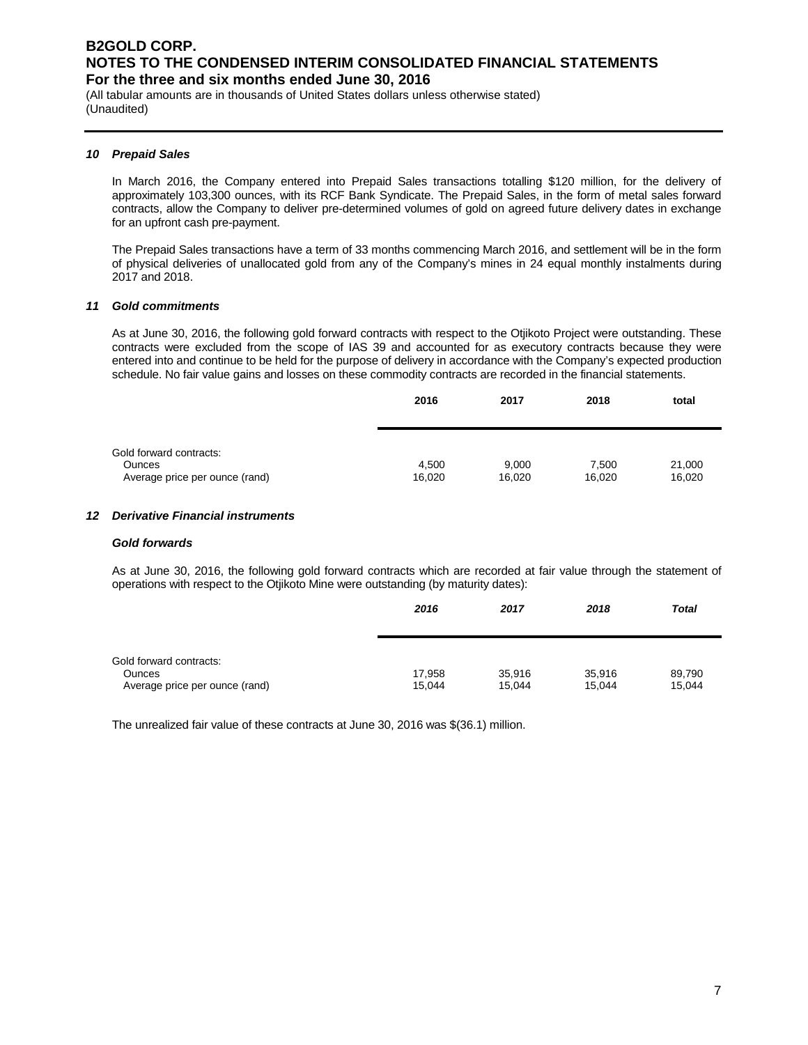### 10 *Prepaid Sales*

In March 2016, the Company entered into Prepaid Sales transactions totalling $120 million, for the delivery of approximately 103,300 ounces, with its RCF Bank Syndicate. The Prepaid Sales, in the form of metal sales forward contracts, allow the Company to deliver pre-determined volumes of gold on agreed future delivery dates in exchange for an upfront cash pre-payment.

The Prepaid Sales transactions have a term of 33 months commencing March 2016, and settlement will be in the form of physical deliveries of unallocated gold from any of the Company's mines in 24 equal monthly instalments during 2017 and 2018.

### 11 *Gold commitments*

As at June 30, 2016, the following gold forward contracts with respect to the Otjikoto Project were outstanding. These contracts were excluded from the scope of IAS 39 and accounted for as executory contracts because they were entered into and continue to be held for the purpose of delivery in accordance with the Company's expected production schedule. No fair value gains and losses on these commodity contracts are recorded in the financial statements.

| | 2016 | 2017 | 2018 | total |
|---|---|---|---|---|
| Gold forward contracts: | | | | |
| Ounces | 4,500 | 9,000 | 7,500 | 21,000 |
| Average price per ounce (rand) | 16,020 | 16,020 | 16,020 | 16,020 |

### 12 *Derivative Financial instruments*

#### *Gold forwards*

As at June 30, 2016, the following gold forward contracts which are recorded at fair value through the statement of operations with respect to the Otjikoto Mine were outstanding (by maturity dates):

| | *2016* | *2017* | *2018* | *Total* |
|---|---|---|---|---|
| Gold forward contracts: | | | | |
| Ounces | 17,958 | 35,916 | 35,916 | 89,790 |
| Average price per ounce (rand) | 15,044 | 15,044 | 15,044 | 15,044 |

The unrealized fair value of these contracts at June 30, 2016 was $(36.1) million.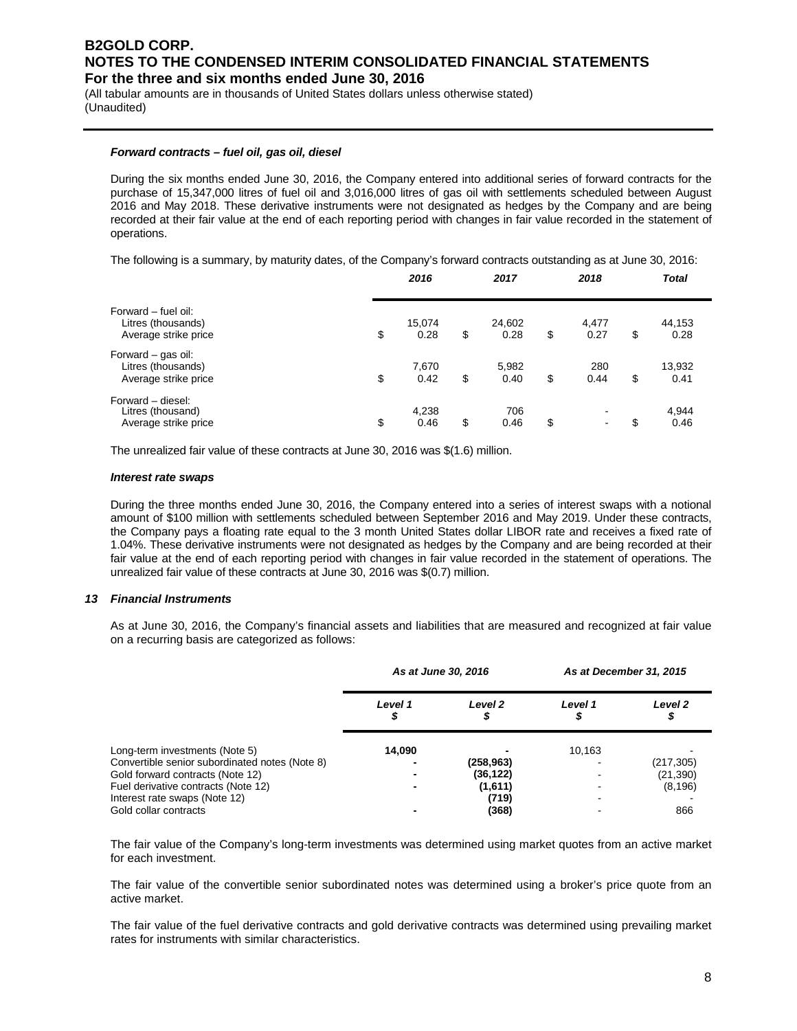***Forward contracts – fuel oil, gas oil, diesel***

During the six months ended June 30, 2016, the Company entered into additional series of forward contracts for the purchase of 15,347,000 litres of fuel oil and 3,016,000 litres of gas oil with settlements scheduled between August 2016 and May 2018. These derivative instruments were not designated as hedges by the Company and are being recorded at their fair value at the end of each reporting period with changes in fair value recorded in the statement of operations.

The following is a summary, by maturity dates, of the Company's forward contracts outstanding as at June 30, 2016:

| | *2016* | *2017* | *2018* | *Total* |
|---|---|---|---|---|
| Forward – fuel oil: | | | | |
| Litres (thousands) | 15,074 | 24,602 | 4,477 | 44,153 |
| Average strike price | $ 0.28 | $ 0.28 | $ 0.27 | $ 0.28 |
| Forward – gas oil: | | | | |
| Litres (thousands) | 7,670 | 5,982 | 280 | 13,932 |
| Average strike price | $ 0.42 | $ 0.40 | $ 0.44 | $ 0.41 |
| Forward – diesel: | | | | |
| Litres (thousand) | 4,238 | 706 | - | 4,944 |
| Average strike price | $ 0.46 | $ 0.46 | $ - | $ 0.46 |

The unrealized fair value of these contracts at June 30, 2016 was $(1.6) million.

***Interest rate swaps***

During the three months ended June 30, 2016, the Company entered into a series of interest swaps with a notional amount of $100 million with settlements scheduled between September 2016 and May 2019. Under these contracts, the Company pays a floating rate equal to the 3 month United States dollar LIBOR rate and receives a fixed rate of 1.04%. These derivative instruments were not designated as hedges by the Company and are being recorded at their fair value at the end of each reporting period with changes in fair value recorded in the statement of operations. The unrealized fair value of these contracts at June 30, 2016 was $(0.7) million.

### *13 Financial Instruments*

As at June 30, 2016, the Company's financial assets and liabilities that are measured and recognized at fair value on a recurring basis are categorized as follows:

| | *As at June 30, 2016* | | *As at December 31, 2015* | |
|---|---|---|---|---|
| | *Level 1 $* | *Level 2 $* | *Level 1 $* | *Level 2 $* |
| Long-term investments (Note 5) | **14,090** | **-** | 10,163 | - |
| Convertible senior subordinated notes (Note 8) | **-** | **(258,963)** | - | (217,305) |
| Gold forward contracts (Note 12) | **-** | **(36,122)** | - | (21,390) |
| Fuel derivative contracts (Note 12) | **-** | **(1,611)** | - | (8,196) |
| Interest rate swaps (Note 12) | | **(719)** | - | - |
| Gold collar contracts | **-** | **(368)** | - | 866 |

The fair value of the Company's long-term investments was determined using market quotes from an active market for each investment.

The fair value of the convertible senior subordinated notes was determined using a broker's price quote from an active market.

The fair value of the fuel derivative contracts and gold derivative contracts was determined using prevailing market rates for instruments with similar characteristics.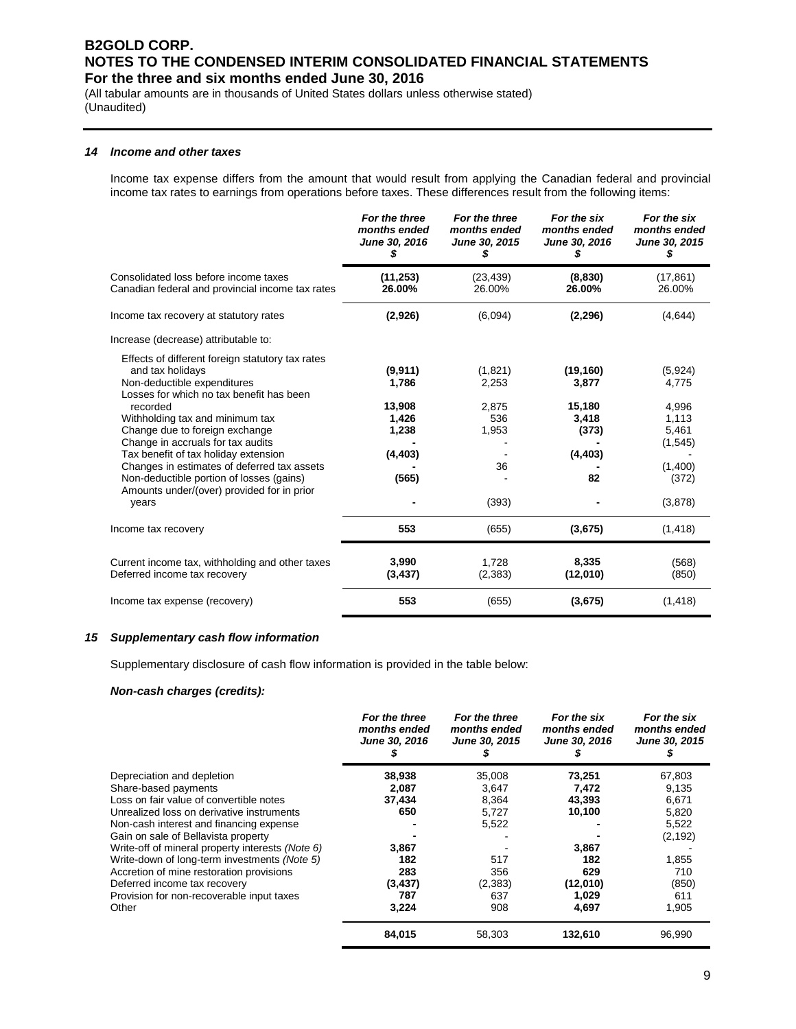### 14 Income and other taxes

Income tax expense differs from the amount that would result from applying the Canadian federal and provincial income tax rates to earnings from operations before taxes. These differences result from the following items:

| | For the three months ended June 30, 2016 $ | For the three months ended June 30, 2015 $ | For the six months ended June 30, 2016 $ | For the six months ended June 30, 2015 $ |
|---|---|---|---|---|
| Consolidated loss before income taxes | **(11,253)** | (23,439) | **(8,830)** | (17,861) |
| Canadian federal and provincial income tax rates | **26.00%** | 26.00% | **26.00%** | 26.00% |
| Income tax recovery at statutory rates | **(2,926)** | (6,094) | **(2,296)** | (4,644) |
| Increase (decrease) attributable to: | | | | |
| Effects of different foreign statutory tax rates and tax holidays | **(9,911)** | (1,821) | **(19,160)** | (5,924) |
| Non-deductible expenditures | **1,786** | 2,253 | **3,877** | 4,775 |
| Losses for which no tax benefit has been recorded | **13,908** | 2,875 | **15,180** | 4,996 |
| Withholding tax and minimum tax | **1,426** | 536 | **3,418** | 1,113 |
| Change due to foreign exchange | **1,238** | 1,953 | **(373)** | 5,461 |
| Change in accruals for tax audits | **-** | - | **-** | (1,545) |
| Tax benefit of tax holiday extension | **(4,403)** | - | **(4,403)** | - |
| Changes in estimates of deferred tax assets | **-** | 36 | **-** | (1,400) |
| Non-deductible portion of losses (gains) | **(565)** | - | **82** | (372) |
| Amounts under/(over) provided for in prior years | **-** | (393) | **-** | (3,878) |
| Income tax recovery | **553** | (655) | **(3,675)** | (1,418) |
| Current income tax, withholding and other taxes | **3,990** | 1,728 | **8,335** | (568) |
| Deferred income tax recovery | **(3,437)** | (2,383) | **(12,010)** | (850) |
| Income tax expense (recovery) | **553** | (655) | **(3,675)** | (1,418) |

### 15 Supplementary cash flow information

Supplementary disclosure of cash flow information is provided in the table below:

***Non-cash charges (credits):***

| | For the three months ended June 30, 2016 $ | For the three months ended June 30, 2015 $ | For the six months ended June 30, 2016 $ | For the six months ended June 30, 2015 $ |
|---|---|---|---|---|
| Depreciation and depletion | **38,938** | 35,008 | **73,251** | 67,803 |
| Share-based payments | **2,087** | 3,647 | **7,472** | 9,135 |
| Loss on fair value of convertible notes | **37,434** | 8,364 | **43,393** | 6,671 |
| Unrealized loss on derivative instruments | **650** | 5,727 | **10,100** | 5,820 |
| Non-cash interest and financing expense | **-** | 5,522 | **-** | 5,522 |
| Gain on sale of Bellavista property | **-** | - | **-** | (2,192) |
| Write-off of mineral property interests *(Note 6)* | **3,867** | - | **3,867** | - |
| Write-down of long-term investments *(Note 5)* | **182** | 517 | **182** | 1,855 |
| Accretion of mine restoration provisions | **283** | 356 | **629** | 710 |
| Deferred income tax recovery | **(3,437)** | (2,383) | **(12,010)** | (850) |
| Provision for non-recoverable input taxes | **787** | 637 | **1,029** | 611 |
| Other | **3,224** | 908 | **4,697** | 1,905 |
| | **84,015** | 58,303 | **132,610** | 96,990 |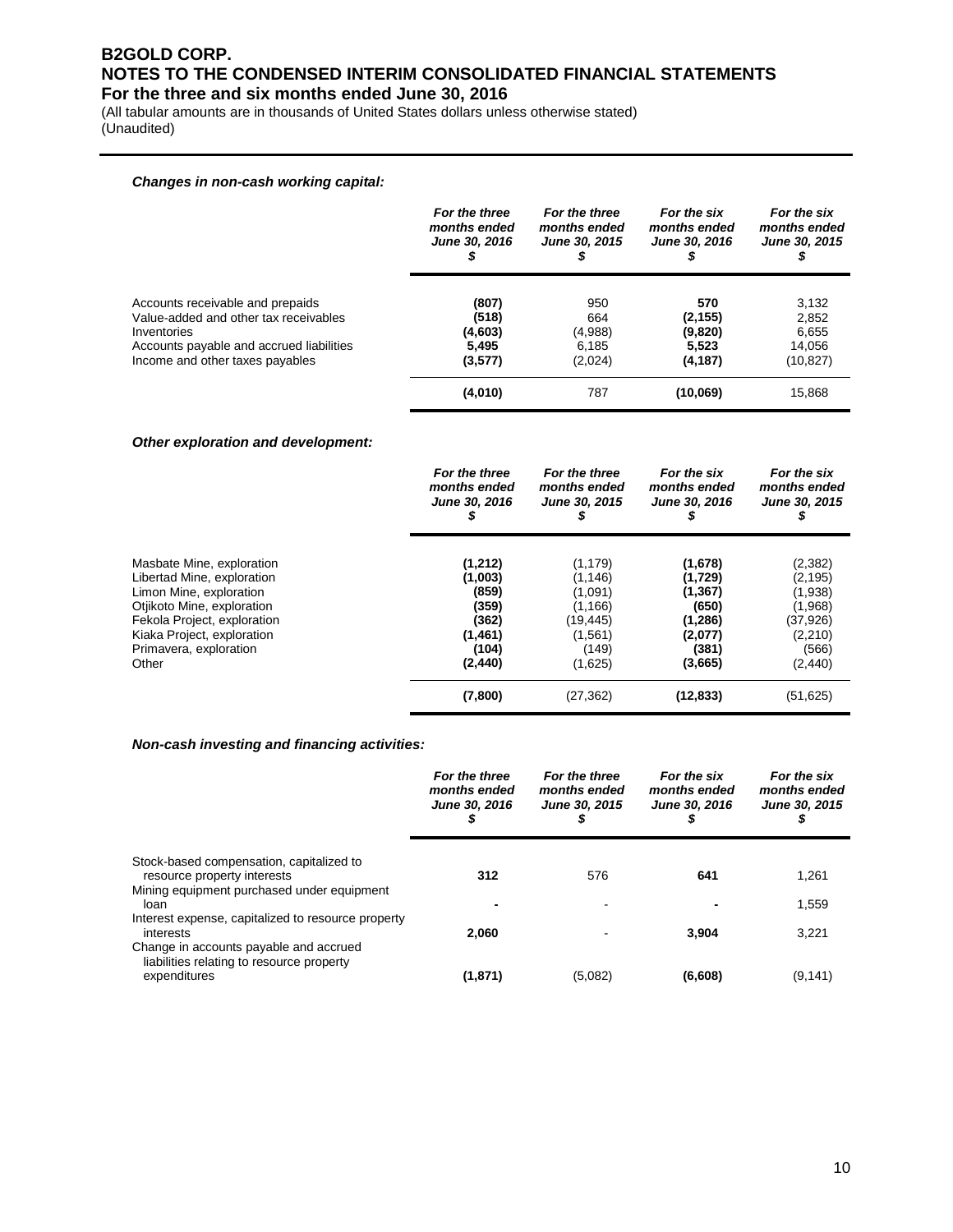***Changes in non-cash working capital:***

| | *For the three months ended June 30, 2016 $* | *For the three months ended June 30, 2015 $* | *For the six months ended June 30, 2016 $* | *For the six months ended June 30, 2015 $* |
|---|---|---|---|---|
| Accounts receivable and prepaids | **(807)** | 950 | **570** | 3,132 |
| Value-added and other tax receivables | **(518)** | 664 | **(2,155)** | 2,852 |
| Inventories | **(4,603)** | (4,988) | **(9,820)** | 6,655 |
| Accounts payable and accrued liabilities | **5,495** | 6,185 | **5,523** | 14,056 |
| Income and other taxes payables | **(3,577)** | (2,024) | **(4,187)** | (10,827) |
| | **(4,010)** | 787 | **(10,069)** | 15,868 |

***Other exploration and development:***

| | *For the three months ended June 30, 2016 $* | *For the three months ended June 30, 2015 $* | *For the six months ended June 30, 2016 $* | *For the six months ended June 30, 2015 $* |
|---|---|---|---|---|
| Masbate Mine, exploration | **(1,212)** | (1,179) | **(1,678)** | (2,382) |
| Libertad Mine, exploration | **(1,003)** | (1,146) | **(1,729)** | (2,195) |
| Limon Mine, exploration | **(859)** | (1,091) | **(1,367)** | (1,938) |
| Otjikoto Mine, exploration | **(359)** | (1,166) | **(650)** | (1,968) |
| Fekola Project, exploration | **(362)** | (19,445) | **(1,286)** | (37,926) |
| Kiaka Project, exploration | **(1,461)** | (1,561) | **(2,077)** | (2,210) |
| Primavera, exploration | **(104)** | (149) | **(381)** | (566) |
| Other | **(2,440)** | (1,625) | **(3,665)** | (2,440) |
| | **(7,800)** | (27,362) | **(12,833)** | (51,625) |

***Non-cash investing and financing activities:***

| | *For the three months ended June 30, 2016 $* | *For the three months ended June 30, 2015 $* | *For the six months ended June 30, 2016 $* | *For the six months ended June 30, 2015 $* |
|---|---|---|---|---|
| Stock-based compensation, capitalized to resource property interests | **312** | 576 | **641** | 1,261 |
| Mining equipment purchased under equipment loan | **-** | - | **-** | 1,559 |
| Interest expense, capitalized to resource property interests | **2,060** | - | **3,904** | 3,221 |
| Change in accounts payable and accrued liabilities relating to resource property expenditures | **(1,871)** | (5,082) | **(6,608)** | (9,141) |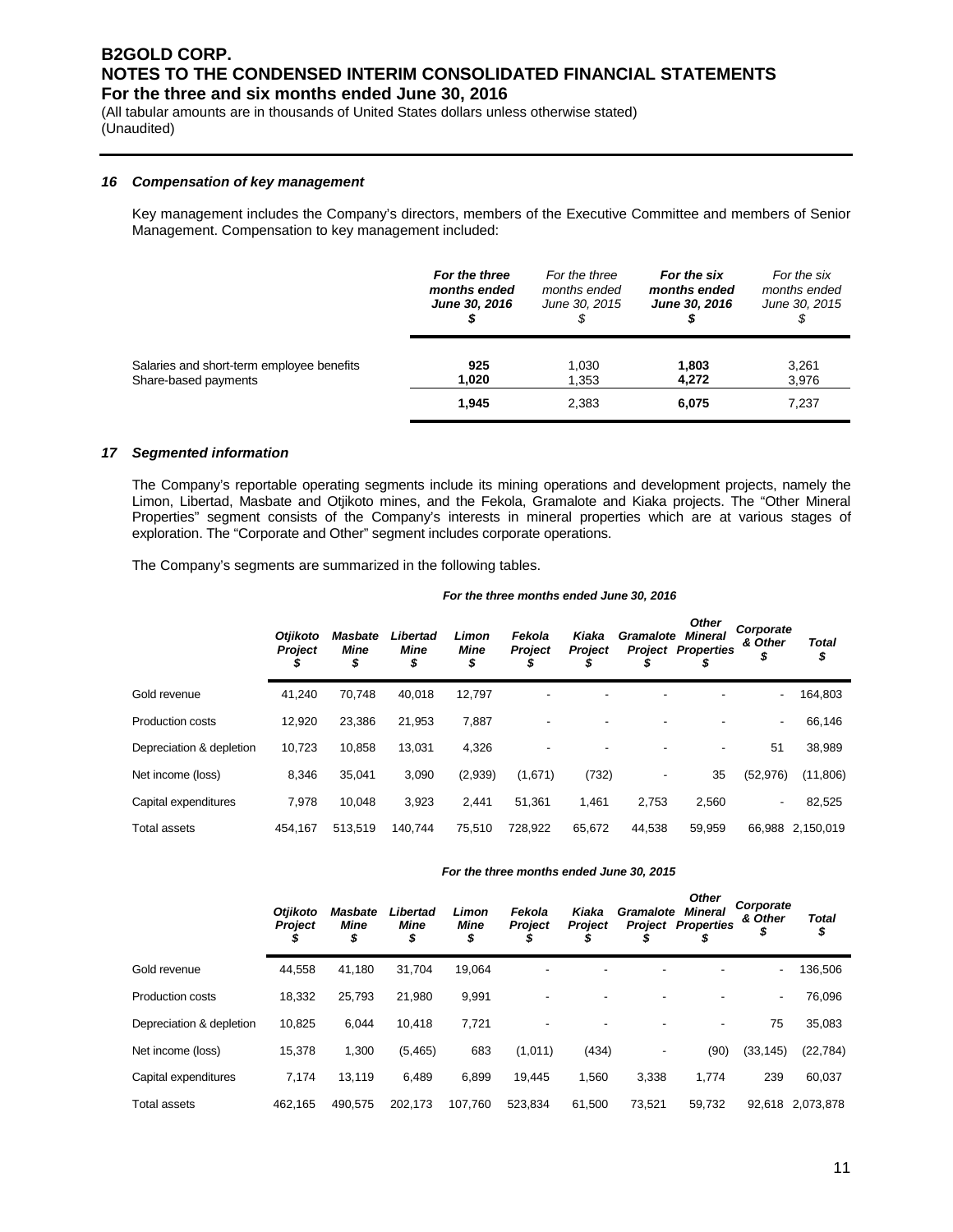# B2GOLD CORP.
# NOTES TO THE CONDENSED INTERIM CONSOLIDATED FINANCIAL STATEMENTS
## For the three and six months ended June 30, 2016

(All tabular amounts are in thousands of United States dollars unless otherwise stated)
(Unaudited)

### *16 Compensation of key management*

Key management includes the Company's directors, members of the Executive Committee and members of Senior Management. Compensation to key management included:

| | ***For the three months ended June 30, 2016 $*** | *For the three months ended June 30, 2015 $* | ***For the six months ended June 30, 2016 $*** | *For the six months ended June 30, 2015 $* |
|---|---|---|---|---|
| Salaries and short-term employee benefits | **925** | 1,030 | **1,803** | 3,261 |
| Share-based payments | **1,020** | 1,353 | **4,272** | 3,976 |
| | **1,945** | 2,383 | **6,075** | 7,237 |

### *17 Segmented information*

The Company's reportable operating segments include its mining operations and development projects, namely the Limon, Libertad, Masbate and Otjikoto mines, and the Fekola, Gramalote and Kiaka projects. The "Other Mineral Properties" segment consists of the Company's interests in mineral properties which are at various stages of exploration. The "Corporate and Other" segment includes corporate operations.

The Company's segments are summarized in the following tables.

***For the three months ended June 30, 2016***

| | ***Otjikoto Project $*** | ***Masbate Mine $*** | ***Libertad Mine $*** | ***Limon Mine $*** | ***Fekola Project $*** | ***Kiaka Project $*** | ***Gramalote Project $*** | ***Other Mineral Properties $*** | ***Corporate & Other $*** | ***Total $*** |
|---|---|---|---|---|---|---|---|---|---|---|
| Gold revenue | 41,240 | 70,748 | 40,018 | 12,797 | - | - | - | - | - | 164,803 |
| Production costs | 12,920 | 23,386 | 21,953 | 7,887 | - | - | - | - | - | 66,146 |
| Depreciation & depletion | 10,723 | 10,858 | 13,031 | 4,326 | - | - | - | - | 51 | 38,989 |
| Net income (loss) | 8,346 | 35,041 | 3,090 | (2,939) | (1,671) | (732) | - | 35 | (52,976) | (11,806) |
| Capital expenditures | 7,978 | 10,048 | 3,923 | 2,441 | 51,361 | 1,461 | 2,753 | 2,560 | - | 82,525 |
| Total assets | 454,167 | 513,519 | 140,744 | 75,510 | 728,922 | 65,672 | 44,538 | 59,959 | 66,988 | 2,150,019 |

***For the three months ended June 30, 2015***

| | ***Otjikoto Project $*** | ***Masbate Mine $*** | ***Libertad Mine $*** | ***Limon Mine $*** | ***Fekola Project $*** | ***Kiaka Project $*** | ***Gramalote Project $*** | ***Other Mineral Properties $*** | ***Corporate & Other $*** | ***Total $*** |
|---|---|---|---|---|---|---|---|---|---|---|
| Gold revenue | 44,558 | 41,180 | 31,704 | 19,064 | - | - | - | - | - | 136,506 |
| Production costs | 18,332 | 25,793 | 21,980 | 9,991 | - | - | - | - | - | 76,096 |
| Depreciation & depletion | 10,825 | 6,044 | 10,418 | 7,721 | - | - | - | - | 75 | 35,083 |
| Net income (loss) | 15,378 | 1,300 | (5,465) | 683 | (1,011) | (434) | - | (90) | (33,145) | (22,784) |
| Capital expenditures | 7,174 | 13,119 | 6,489 | 6,899 | 19,445 | 1,560 | 3,338 | 1,774 | 239 | 60,037 |
| Total assets | 462,165 | 490,575 | 202,173 | 107,760 | 523,834 | 61,500 | 73,521 | 59,732 | 92,618 | 2,073,878 |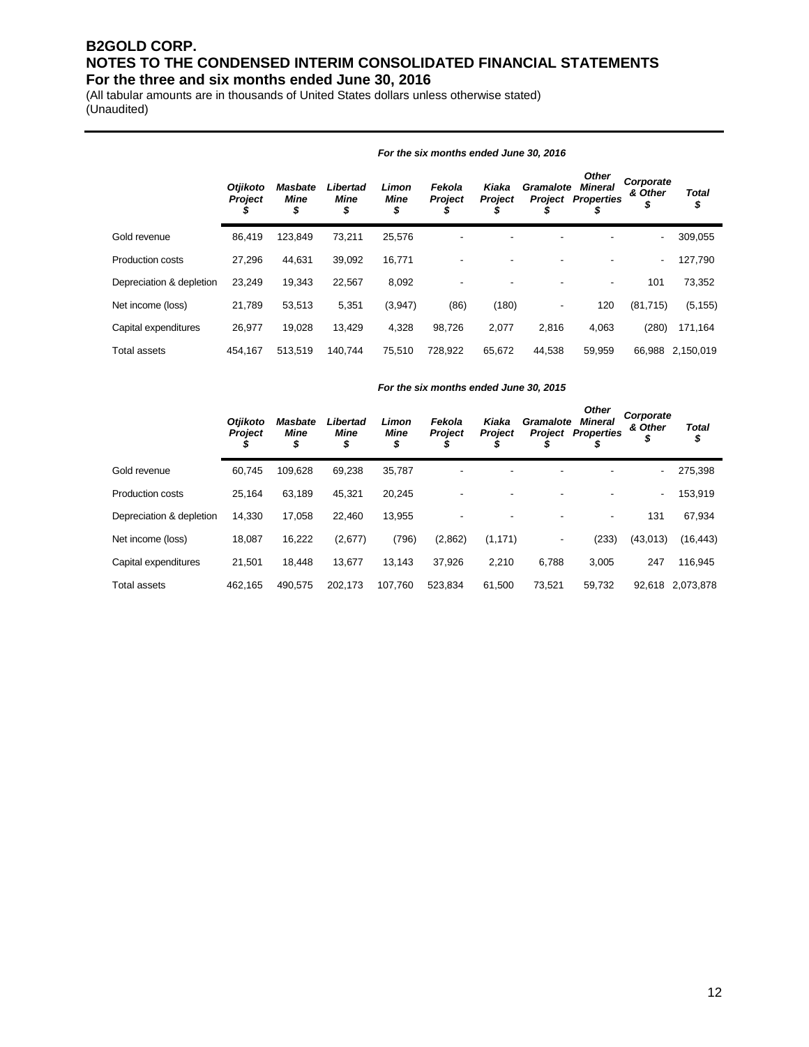# B2GOLD CORP.
# NOTES TO THE CONDENSED INTERIM CONSOLIDATED FINANCIAL STATEMENTS
## For the three and six months ended June 30, 2016

(All tabular amounts are in thousands of United States dollars unless otherwise stated)
(Unaudited)

***For the six months ended June 30, 2016***

| | *Otjikoto Project $* | *Masbate Mine $* | *Libertad Mine $* | *Limon Mine $* | *Fekola Project $* | *Kiaka Project $* | *Gramalote Project $* | *Other Mineral Properties $* | *Corporate & Other $* | *Total $* |
|---|---|---|---|---|---|---|---|---|---|---|
| Gold revenue | 86,419 | 123,849 | 73,211 | 25,576 | - | - | - | - | - | 309,055 |
| Production costs | 27,296 | 44,631 | 39,092 | 16,771 | - | - | - | - | - | 127,790 |
| Depreciation & depletion | 23,249 | 19,343 | 22,567 | 8,092 | - | - | - | - | 101 | 73,352 |
| Net income (loss) | 21,789 | 53,513 | 5,351 | (3,947) | (86) | (180) | - | 120 | (81,715) | (5,155) |
| Capital expenditures | 26,977 | 19,028 | 13,429 | 4,328 | 98,726 | 2,077 | 2,816 | 4,063 | (280) | 171,164 |
| Total assets | 454,167 | 513,519 | 140,744 | 75,510 | 728,922 | 65,672 | 44,538 | 59,959 | 66,988 | 2,150,019 |

***For the six months ended June 30, 2015***

| | *Otjikoto Project $* | *Masbate Mine $* | *Libertad Mine $* | *Limon Mine $* | *Fekola Project $* | *Kiaka Project $* | *Gramalote Project $* | *Other Mineral Properties $* | *Corporate & Other $* | *Total $* |
|---|---|---|---|---|---|---|---|---|---|---|
| Gold revenue | 60,745 | 109,628 | 69,238 | 35,787 | - | - | - | - | - | 275,398 |
| Production costs | 25,164 | 63,189 | 45,321 | 20,245 | - | - | - | - | - | 153,919 |
| Depreciation & depletion | 14,330 | 17,058 | 22,460 | 13,955 | - | - | - | - | 131 | 67,934 |
| Net income (loss) | 18,087 | 16,222 | (2,677) | (796) | (2,862) | (1,171) | - | (233) | (43,013) | (16,443) |
| Capital expenditures | 21,501 | 18,448 | 13,677 | 13,143 | 37,926 | 2,210 | 6,788 | 3,005 | 247 | 116,945 |
| Total assets | 462,165 | 490,575 | 202,173 | 107,760 | 523,834 | 61,500 | 73,521 | 59,732 | 92,618 | 2,073,878 |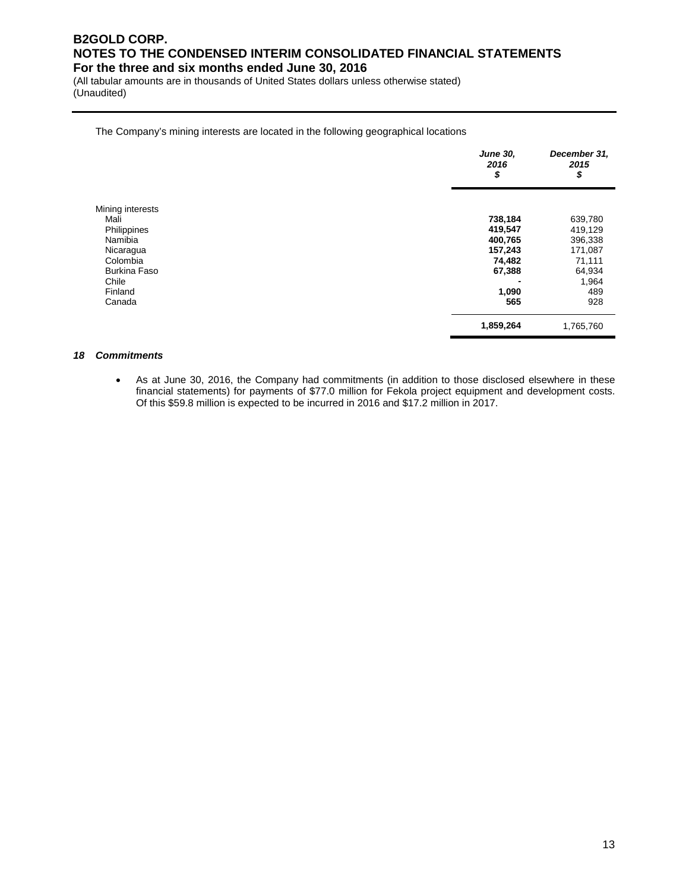The Company's mining interests are located in the following geographical locations

| | June 30, 2016 $ | December 31, 2015 $ |
|---|---|---|
| Mining interests | | |
| Mali | **738,184** | 639,780 |
| Philippines | **419,547** | 419,129 |
| Namibia | **400,765** | 396,338 |
| Nicaragua | **157,243** | 171,087 |
| Colombia | **74,482** | 71,111 |
| Burkina Faso | **67,388** | 64,934 |
| Chile | **-** | 1,964 |
| Finland | **1,090** | 489 |
| Canada | **565** | 928 |
| | **1,859,264** | 1,765,760 |

### *18 Commitments*

- As at June 30, 2016, the Company had commitments (in addition to those disclosed elsewhere in these financial statements) for payments of $77.0 million for Fekola project equipment and development costs. Of this $59.8 million is expected to be incurred in 2016 and $17.2 million in 2017.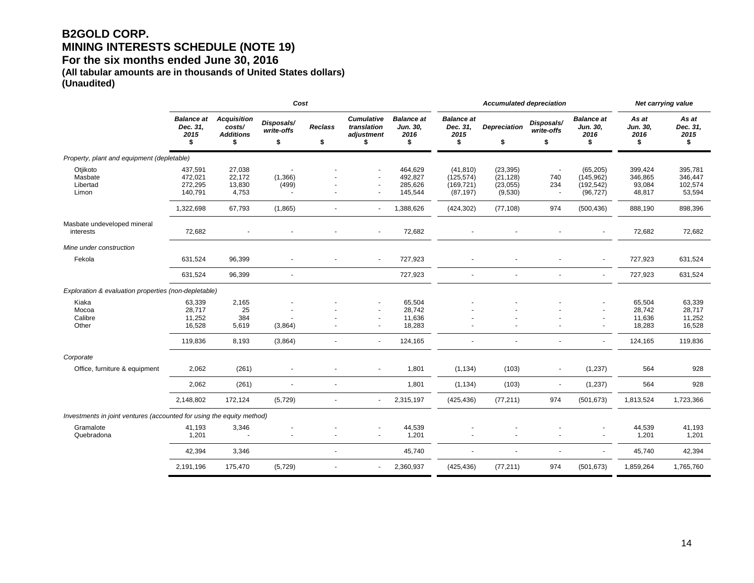# B2GOLD CORP.
## MINING INTERESTS SCHEDULE (NOTE 19)
## For the six months ended June 30, 2016
### (All tabular amounts are in thousands of United States dollars)
### (Unaudited)

| | *Cost* | | | | | | *Accumulated depreciation* | | | | *Net carrying value* | |
|---|---|---|---|---|---|---|---|---|---|---|---|---|
| | *Balance at Dec. 31, 2015* $ | *Acquisition costs/ Additions* $ | *Disposals/ write-offs* $ | *Reclass* $ | *Cumulative translation adjustment* $ | *Balance at Jun. 30, 2016* $ | *Balance at Dec. 31, 2015* $ | *Depreciation* $ | *Disposals/ write-offs* $ | *Balance at Jun. 30, 2016* $ | *As at Jun. 30, 2016* $ | *As at Dec. 31, 2015* $ |
| *Property, plant and equipment (depletable)* | | | | | | | | | | | | |
| Otjikoto | 437,591 | 27,038 | - | - | - | 464,629 | (41,810) | (23,395) | - | (65,205) | 399,424 | 395,781 |
| Masbate | 472,021 | 22,172 | (1,366) | - | - | 492,827 | (125,574) | (21,128) | 740 | (145,962) | 346,865 | 346,447 |
| Libertad | 272,295 | 13,830 | (499) | - | - | 285,626 | (169,721) | (23,055) | 234 | (192,542) | 93,084 | 102,574 |
| Limon | 140,791 | 4,753 | - | - | - | 145,544 | (87,197) | (9,530) | - | (96,727) | 48,817 | 53,594 |
| | 1,322,698 | 67,793 | (1,865) | - | - | 1,388,626 | (424,302) | (77,108) | 974 | (500,436) | 888,190 | 898,396 |
| Masbate undeveloped mineral interests | 72,682 | - | - | - | - | 72,682 | - | - | - | - | 72,682 | 72,682 |
| *Mine under construction* | | | | | | | | | | | | |
| Fekola | 631,524 | 96,399 | - | - | - | 727,923 | - | - | - | - | 727,923 | 631,524 |
| | 631,524 | 96,399 | - | | | 727,923 | - | - | - | - | 727,923 | 631,524 |
| *Exploration & evaluation properties (non-depletable)* | | | | | | | | | | | | |
| Kiaka | 63,339 | 2,165 | - | - | - | 65,504 | - | - | - | - | 65,504 | 63,339 |
| Mocoa | 28,717 | 25 | - | - | - | 28,742 | - | - | - | - | 28,742 | 28,717 |
| Calibre | 11,252 | 384 | - | - | - | 11,636 | - | - | - | - | 11,636 | 11,252 |
| Other | 16,528 | 5,619 | (3,864) | - | - | 18,283 | - | - | - | - | 18,283 | 16,528 |
| | 119,836 | 8,193 | (3,864) | - | - | 124,165 | - | - | - | - | 124,165 | 119,836 |
| *Corporate* | | | | | | | | | | | | |
| Office, furniture & equipment | 2,062 | (261) | - | - | - | 1,801 | (1,134) | (103) | - | (1,237) | 564 | 928 |
| | 2,062 | (261) | - | - | | 1,801 | (1,134) | (103) | - | (1,237) | 564 | 928 |
| | 2,148,802 | 172,124 | (5,729) | - | - | 2,315,197 | (425,436) | (77,211) | 974 | (501,673) | 1,813,524 | 1,723,366 |
| *Investments in joint ventures (accounted for using the equity method)* | | | | | | | | | | | | |
| Gramalote | 41,193 | 3,346 | - | - | - | 44,539 | - | - | - | - | 44,539 | 41,193 |
| Quebradona | 1,201 | - | - | - | - | 1,201 | - | - | - | - | 1,201 | 1,201 |
| | 42,394 | 3,346 | | - | | 45,740 | - | - | - | - | 45,740 | 42,394 |
| | 2,191,196 | 175,470 | (5,729) | - | - | 2,360,937 | (425,436) | (77,211) | 974 | (501,673) | 1,859,264 | 1,765,760 |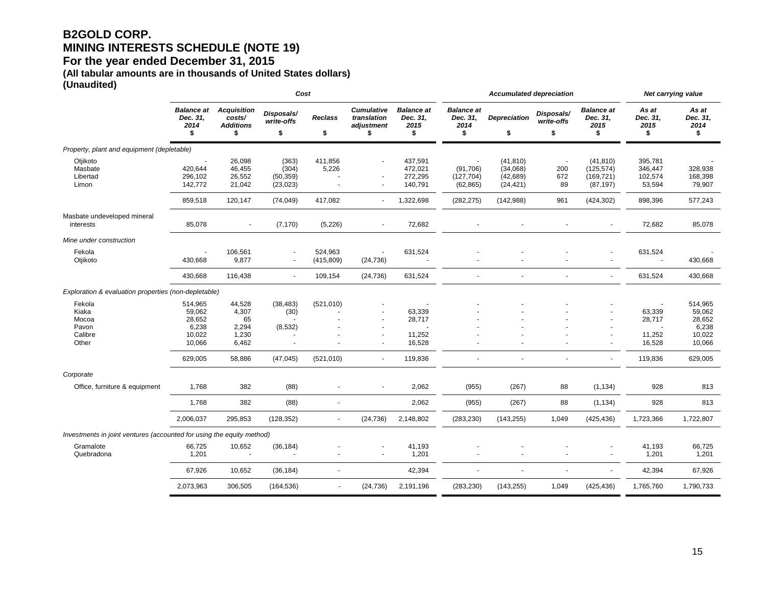# B2GOLD CORP.
# MINING INTERESTS SCHEDULE (NOTE 19)
# For the year ended December 31, 2015
### (All tabular amounts are in thousands of United States dollars)
### (Unaudited)

| | Cost | | | | | | Accumulated depreciation | | | | Net carrying value | |
|---|---|---|---|---|---|---|---|---|---|---|---|---|
| | *Balance at Dec. 31, 2014* $ | *Acquisition costs/ Additions* $ | *Disposals/ write-offs* $ | *Reclass* $ | *Cumulative translation adjustment* $ | *Balance at Dec. 31, 2015* $ | *Balance at Dec. 31, 2014* $ | *Depreciation* $ | *Disposals/ write-offs* $ | *Balance at Dec. 31, 2015* $ | *As at Dec. 31, 2015* $ | *As at Dec. 31, 2014* $ |
| *Property, plant and equipment (depletable)* | | | | | | | | | | | | |
| Otjikoto | - | 26,098 | (363) | 411,856 | - | 437,591 | - | (41,810) | - | (41,810) | 395,781 | - |
| Masbate | 420,644 | 46,455 | (304) | 5,226 | | 472,021 | (91,706) | (34,068) | 200 | (125,574) | 346,447 | 328,938 |
| Libertad | 296,102 | 26,552 | (50,359) | - | - | 272,295 | (127,704) | (42,689) | 672 | (169,721) | 102,574 | 168,398 |
| Limon | 142,772 | 21,042 | (23,023) | - | - | 140,791 | (62,865) | (24,421) | 89 | (87,197) | 53,594 | 79,907 |
| | 859,518 | 120,147 | (74,049) | 417,082 | - | 1,322,698 | (282,275) | (142,988) | 961 | (424,302) | 898,396 | 577,243 |
| Masbate undeveloped mineral interests | 85,078 | - | (7,170) | (5,226) | - | 72,682 | - | - | - | - | 72,682 | 85,078 |
| *Mine under construction* | | | | | | | | | | | | |
| Fekola | - | 106,561 | - | 524,963 | - | 631,524 | - | - | - | - | 631,524 | - |
| Otjikoto | 430,668 | 9,877 | - | (415,809) | (24,736) | - | - | - | - | - | - | 430,668 |
| | 430,668 | 116,438 | - | 109,154 | (24,736) | 631,524 | - | - | - | - | 631,524 | 430,668 |
| *Exploration & evaluation properties (non-depletable)* | | | | | | | | | | | | |
| Fekola | 514,965 | 44,528 | (38,483) | (521,010) | - | - | - | - | - | - | - | 514,965 |
| Kiaka | 59,062 | 4,307 | (30) | - | - | 63,339 | - | - | - | - | 63,339 | 59,062 |
| Mocoa | 28,652 | 65 | - | - | - | 28,717 | - | - | - | - | 28,717 | 28,652 |
| Pavon | 6,238 | 2,294 | (8,532) | - | - | - | - | - | - | - | - | 6,238 |
| Calibre | 10,022 | 1,230 | - | - | - | 11,252 | - | - | - | - | 11,252 | 10,022 |
| Other | 10,066 | 6,462 | - | - | - | 16,528 | - | - | - | - | 16,528 | 10,066 |
| | 629,005 | 58,886 | (47,045) | (521,010) | - | 119,836 | - | - | - | - | 119,836 | 629,005 |
| *Corporate* | | | | | | | | | | | | |
| Office, furniture & equipment | 1,768 | 382 | (88) | - | - | 2,062 | (955) | (267) | 88 | (1,134) | 928 | 813 |
| | 1,768 | 382 | (88) | - | | 2,062 | (955) | (267) | 88 | (1,134) | 928 | 813 |
| | 2,006,037 | 295,853 | (128,352) | - | (24,736) | 2,148,802 | (283,230) | (143,255) | 1,049 | (425,436) | 1,723,366 | 1,722,807 |
| *Investments in joint ventures (accounted for using the equity method)* | | | | | | | | | | | | |
| Gramalote | 66,725 | 10,652 | (36,184) | - | - | 41,193 | - | - | - | - | 41,193 | 66,725 |
| Quebradona | 1,201 | - | - | - | - | 1,201 | - | - | - | - | 1,201 | 1,201 |
| | 67,926 | 10,652 | (36,184) | - | | 42,394 | - | - | - | - | 42,394 | 67,926 |
| | 2,073,963 | 306,505 | (164,536) | - | (24,736) | 2,191,196 | (283,230) | (143,255) | 1,049 | (425,436) | 1,765,760 | 1,790,733 |